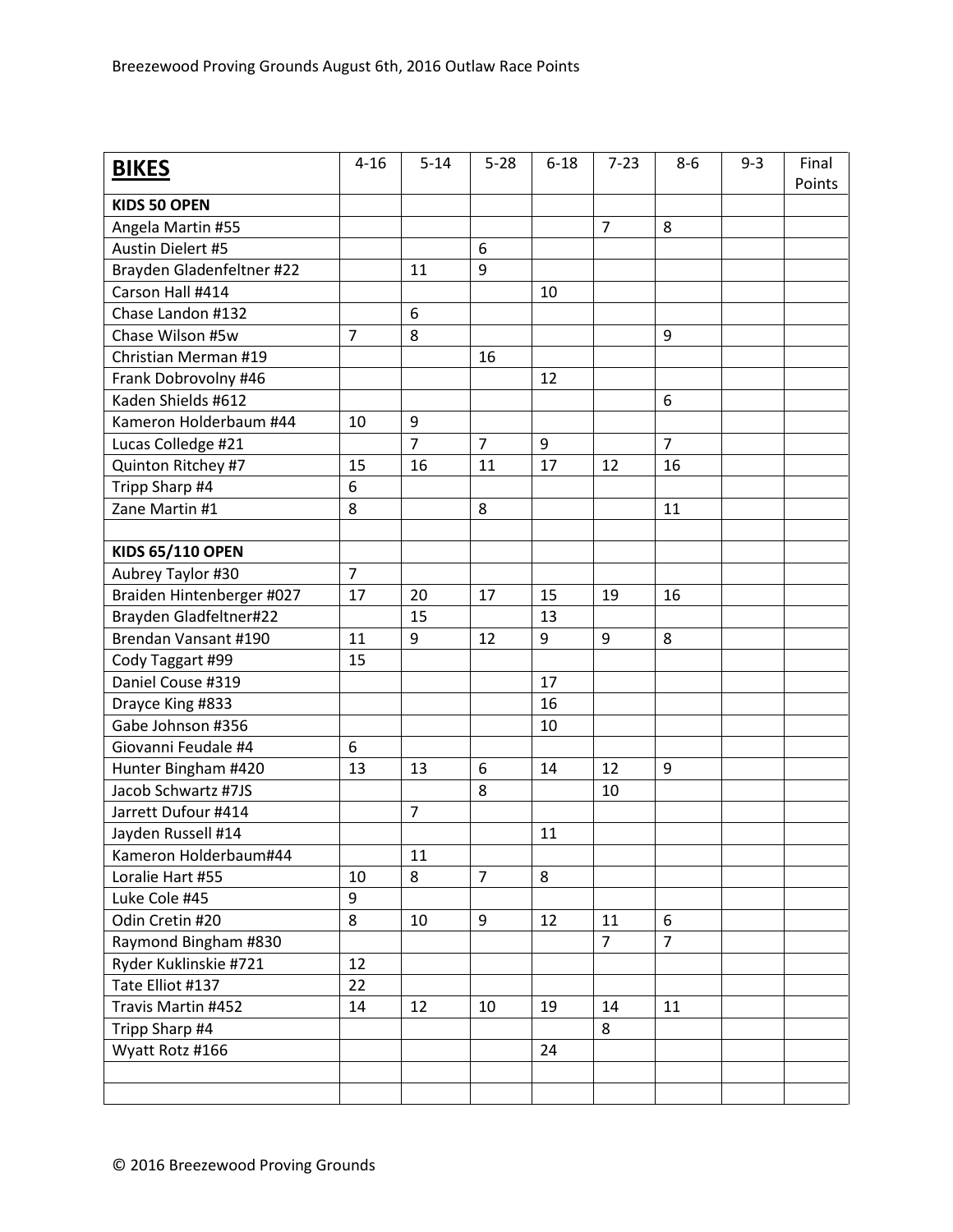Breezewood Proving Grounds August 6th, 2016 Outlaw Race Points

| **BIKES** | 4-16 | 5-14 | 5-28 | 6-18 | 7-23 | 8-6 | 9-3 | Final Points |
|---|---|---|---|---|---|---|---|---|
| **KIDS 50 OPEN** | | | | | | | | |
| Angela Martin #55 | | | | | 7 | 8 | | |
| Austin Dielert #5 | | | 6 | | | | | |
| Brayden Gladenfeltner #22 | | 11 | 9 | | | | | |
| Carson Hall #414 | | | | 10 | | | | |
| Chase Landon #132 | | 6 | | | | | | |
| Chase Wilson #5w | 7 | 8 | | | | 9 | | |
| Christian Merman #19 | | | 16 | | | | | |
| Frank Dobrovolny #46 | | | | 12 | | | | |
| Kaden Shields #612 | | | | | | 6 | | |
| Kameron Holderbaum #44 | 10 | 9 | | | | | | |
| Lucas Colledge #21 | | 7 | 7 | 9 | | 7 | | |
| Quinton Ritchey #7 | 15 | 16 | 11 | 17 | 12 | 16 | | |
| Tripp Sharp #4 | 6 | | | | | | | |
| Zane Martin #1 | 8 | | 8 | | | 11 | | |
| | | | | | | | | |
| **KIDS 65/110 OPEN** | | | | | | | | |
| Aubrey Taylor #30 | 7 | | | | | | | |
| Braiden Hintenberger #027 | 17 | 20 | 17 | 15 | 19 | 16 | | |
| Brayden Gladfeltner#22 | | 15 | | 13 | | | | |
| Brendan Vansant #190 | 11 | 9 | 12 | 9 | 9 | 8 | | |
| Cody Taggart #99 | 15 | | | | | | | |
| Daniel Couse #319 | | | | 17 | | | | |
| Drayce King #833 | | | | 16 | | | | |
| Gabe Johnson #356 | | | | 10 | | | | |
| Giovanni Feudale #4 | 6 | | | | | | | |
| Hunter Bingham #420 | 13 | 13 | 6 | 14 | 12 | 9 | | |
| Jacob Schwartz #7JS | | | 8 | | 10 | | | |
| Jarrett Dufour #414 | | 7 | | | | | | |
| Jayden Russell #14 | | | | 11 | | | | |
| Kameron Holderbaum#44 | | 11 | | | | | | |
| Loralie Hart #55 | 10 | 8 | 7 | 8 | | | | |
| Luke Cole #45 | 9 | | | | | | | |
| Odin Cretin #20 | 8 | 10 | 9 | 12 | 11 | 6 | | |
| Raymond Bingham #830 | | | | | 7 | 7 | | |
| Ryder Kuklinskie #721 | 12 | | | | | | | |
| Tate Elliot #137 | 22 | | | | | | | |
| Travis Martin #452 | 14 | 12 | 10 | 19 | 14 | 11 | | |
| Tripp Sharp #4 | | | | | 8 | | | |
| Wyatt Rotz #166 | | | | 24 | | | | |
| | | | | | | | | |
| | | | | | | | | |

© 2016 Breezewood Proving Grounds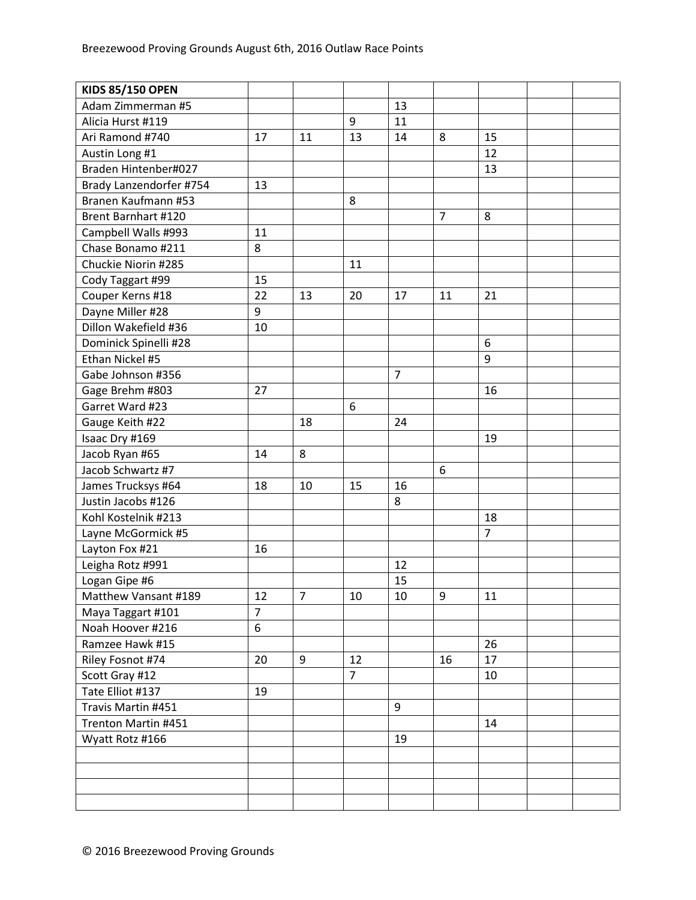| **KIDS 85/150 OPEN** | | | | | | | | |
|---|---|---|---|---|---|---|---|---|
| Adam Zimmerman #5 | | | | 13 | | | | |
| Alicia Hurst #119 | | | 9 | 11 | | | | |
| Ari Ramond #740 | 17 | 11 | 13 | 14 | 8 | 15 | | |
| Austin Long #1 | | | | | | 12 | | |
| Braden Hintenber#027 | | | | | | 13 | | |
| Brady Lanzendorfer #754 | 13 | | | | | | | |
| Branen Kaufmann #53 | | | 8 | | | | | |
| Brent Barnhart #120 | | | | | 7 | 8 | | |
| Campbell Walls #993 | 11 | | | | | | | |
| Chase Bonamo #211 | 8 | | | | | | | |
| Chuckie Niorin #285 | | | 11 | | | | | |
| Cody Taggart #99 | 15 | | | | | | | |
| Couper Kerns #18 | 22 | 13 | 20 | 17 | 11 | 21 | | |
| Dayne Miller #28 | 9 | | | | | | | |
| Dillon Wakefield #36 | 10 | | | | | | | |
| Dominick Spinelli #28 | | | | | | 6 | | |
| Ethan Nickel #5 | | | | | | 9 | | |
| Gabe Johnson #356 | | | | 7 | | | | |
| Gage Brehm #803 | 27 | | | | | 16 | | |
| Garret Ward #23 | | | 6 | | | | | |
| Gauge Keith #22 | | 18 | | 24 | | | | |
| Isaac Dry #169 | | | | | | 19 | | |
| Jacob Ryan #65 | 14 | 8 | | | | | | |
| Jacob Schwartz #7 | | | | | 6 | | | |
| James Trucksys #64 | 18 | 10 | 15 | 16 | | | | |
| Justin Jacobs #126 | | | | 8 | | | | |
| Kohl Kostelnik #213 | | | | | | 18 | | |
| Layne McGormick #5 | | | | | | 7 | | |
| Layton Fox #21 | 16 | | | | | | | |
| Leigha Rotz #991 | | | | 12 | | | | |
| Logan Gipe #6 | | | | 15 | | | | |
| Matthew Vansant #189 | 12 | 7 | 10 | 10 | 9 | 11 | | |
| Maya Taggart #101 | 7 | | | | | | | |
| Noah Hoover #216 | 6 | | | | | | | |
| Ramzee Hawk #15 | | | | | | 26 | | |
| Riley Fosnot #74 | 20 | 9 | 12 | | 16 | 17 | | |
| Scott Gray #12 | | | 7 | | | 10 | | |
| Tate Elliot #137 | 19 | | | | | | | |
| Travis Martin #451 | | | | 9 | | | | |
| Trenton Martin #451 | | | | | | 14 | | |
| Wyatt Rotz #166 | | | | 19 | | | | |
| | | | | | | | | |
| | | | | | | | | |
| | | | | | | | | |
| | | | | | | | | |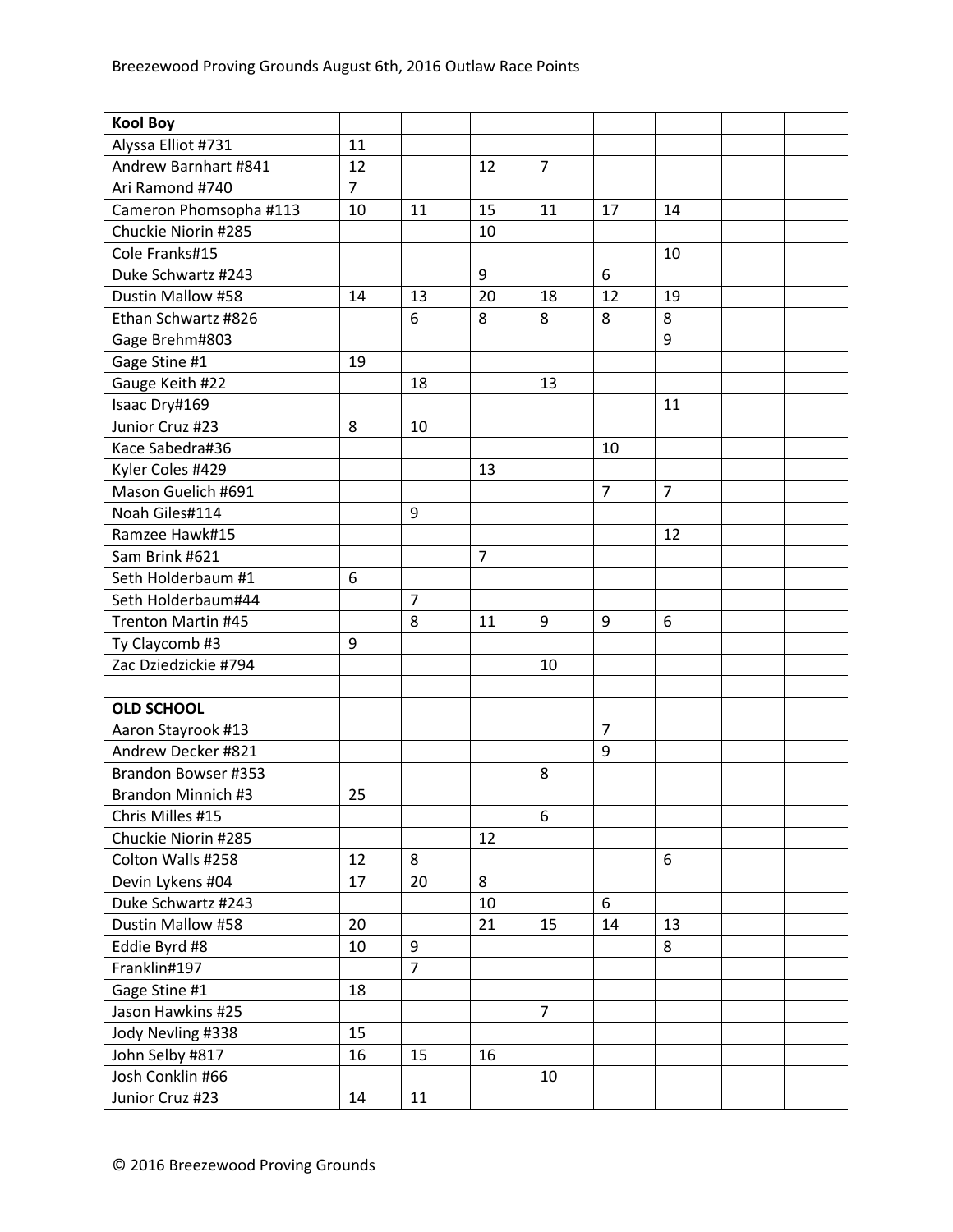| **Kool Boy** | | | | | | | | |
|---|---|---|---|---|---|---|---|---|
| Alyssa Elliot #731 | 11 | | | | | | | |
| Andrew Barnhart #841 | 12 | | 12 | 7 | | | | |
| Ari Ramond #740 | 7 | | | | | | | |
| Cameron Phomsopha #113 | 10 | 11 | 15 | 11 | 17 | 14 | | |
| Chuckie Niorin #285 | | | 10 | | | | | |
| Cole Franks#15 | | | | | | 10 | | |
| Duke Schwartz #243 | | | 9 | | 6 | | | |
| Dustin Mallow #58 | 14 | 13 | 20 | 18 | 12 | 19 | | |
| Ethan Schwartz #826 | | 6 | 8 | 8 | 8 | 8 | | |
| Gage Brehm#803 | | | | | | 9 | | |
| Gage Stine #1 | 19 | | | | | | | |
| Gauge Keith #22 | | 18 | | 13 | | | | |
| Isaac Dry#169 | | | | | | 11 | | |
| Junior Cruz #23 | 8 | 10 | | | | | | |
| Kace Sabedra#36 | | | | | 10 | | | |
| Kyler Coles #429 | | | 13 | | | | | |
| Mason Guelich #691 | | | | | 7 | 7 | | |
| Noah Giles#114 | | 9 | | | | | | |
| Ramzee Hawk#15 | | | | | | 12 | | |
| Sam Brink #621 | | | 7 | | | | | |
| Seth Holderbaum #1 | 6 | | | | | | | |
| Seth Holderbaum#44 | | 7 | | | | | | |
| Trenton Martin #45 | | 8 | 11 | 9 | 9 | 6 | | |
| Ty Claycomb #3 | 9 | | | | | | | |
| Zac Dziedzickie #794 | | | | 10 | | | | |
| | | | | | | | | |
| **OLD SCHOOL** | | | | | | | | |
| Aaron Stayrook #13 | | | | | 7 | | | |
| Andrew Decker #821 | | | | | 9 | | | |
| Brandon Bowser #353 | | | | 8 | | | | |
| Brandon Minnich #3 | 25 | | | | | | | |
| Chris Milles #15 | | | | 6 | | | | |
| Chuckie Niorin #285 | | | 12 | | | | | |
| Colton Walls #258 | 12 | 8 | | | | 6 | | |
| Devin Lykens #04 | 17 | 20 | 8 | | | | | |
| Duke Schwartz #243 | | | 10 | | 6 | | | |
| Dustin Mallow #58 | 20 | | 21 | 15 | 14 | 13 | | |
| Eddie Byrd #8 | 10 | 9 | | | | 8 | | |
| Franklin#197 | | 7 | | | | | | |
| Gage Stine #1 | 18 | | | | | | | |
| Jason Hawkins #25 | | | | 7 | | | | |
| Jody Nevling #338 | 15 | | | | | | | |
| John Selby #817 | 16 | 15 | 16 | | | | | |
| Josh Conklin #66 | | | | 10 | | | | |
| Junior Cruz #23 | 14 | 11 | | | | | | |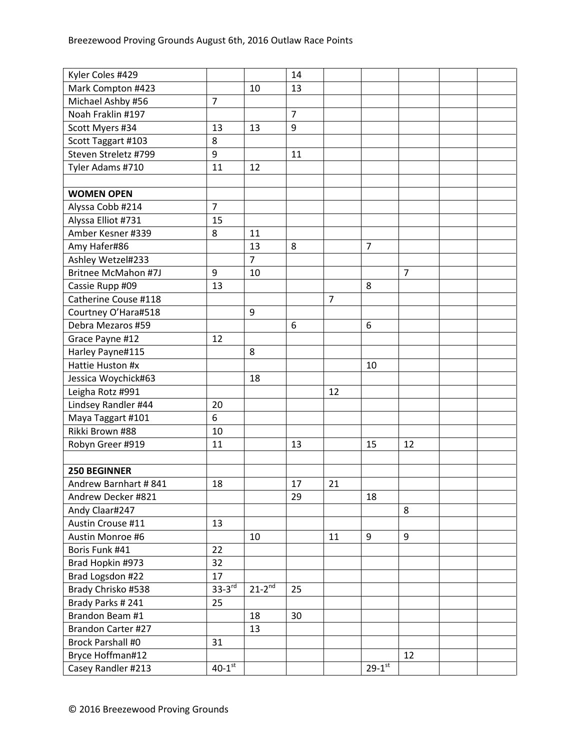| | | | | | | | | |
|---|---|---|---|---|---|---|---|---|
| Kyler Coles #429 | | | 14 | | | | | |
| Mark Compton #423 | | 10 | 13 | | | | | |
| Michael Ashby #56 | 7 | | | | | | | |
| Noah Fraklin #197 | | | 7 | | | | | |
| Scott Myers #34 | 13 | 13 | 9 | | | | | |
| Scott Taggart #103 | 8 | | | | | | | |
| Steven Streletz #799 | 9 | | 11 | | | | | |
| Tyler Adams #710 | 11 | 12 | | | | | | |
| | | | | | | | | |
| **WOMEN OPEN** | | | | | | | | |
| Alyssa Cobb #214 | 7 | | | | | | | |
| Alyssa Elliot #731 | 15 | | | | | | | |
| Amber Kesner #339 | 8 | 11 | | | | | | |
| Amy Hafer#86 | | 13 | 8 | | 7 | | | |
| Ashley Wetzel#233 | | 7 | | | | | | |
| Britnee McMahon #7J | 9 | 10 | | | | 7 | | |
| Cassie Rupp #09 | 13 | | | | 8 | | | |
| Catherine Couse #118 | | | | 7 | | | | |
| Courtney O'Hara#518 | | 9 | | | | | | |
| Debra Mezaros #59 | | | 6 | | 6 | | | |
| Grace Payne #12 | 12 | | | | | | | |
| Harley Payne#115 | | 8 | | | | | | |
| Hattie Huston #x | | | | | 10 | | | |
| Jessica Woychick#63 | | 18 | | | | | | |
| Leigha Rotz #991 | | | | 12 | | | | |
| Lindsey Randler #44 | 20 | | | | | | | |
| Maya Taggart #101 | 6 | | | | | | | |
| Rikki Brown #88 | 10 | | | | | | | |
| Robyn Greer #919 | 11 | | 13 | | 15 | 12 | | |
| | | | | | | | | |
| **250 BEGINNER** | | | | | | | | |
| Andrew Barnhart # 841 | 18 | | 17 | 21 | | | | |
| Andrew Decker #821 | | | 29 | | 18 | | | |
| Andy Claar#247 | | | | | | 8 | | |
| Austin Crouse #11 | 13 | | | | | | | |
| Austin Monroe #6 | | 10 | | 11 | 9 | 9 | | |
| Boris Funk #41 | 22 | | | | | | | |
| Brad Hopkin #973 | 32 | | | | | | | |
| Brad Logsdon #22 | 17 | | | | | | | |
| Brady Chrisko #538 | 33-3rd | 21-2nd | 25 | | | | | |
| Brady Parks # 241 | 25 | | | | | | | |
| Brandon Beam #1 | | 18 | 30 | | | | | |
| Brandon Carter #27 | | 13 | | | | | | |
| Brock Parshall #0 | 31 | | | | | | | |
| Bryce Hoffman#12 | | | | | | 12 | | |
| Casey Randler #213 | 40-1st | | | | 29-1st | | | |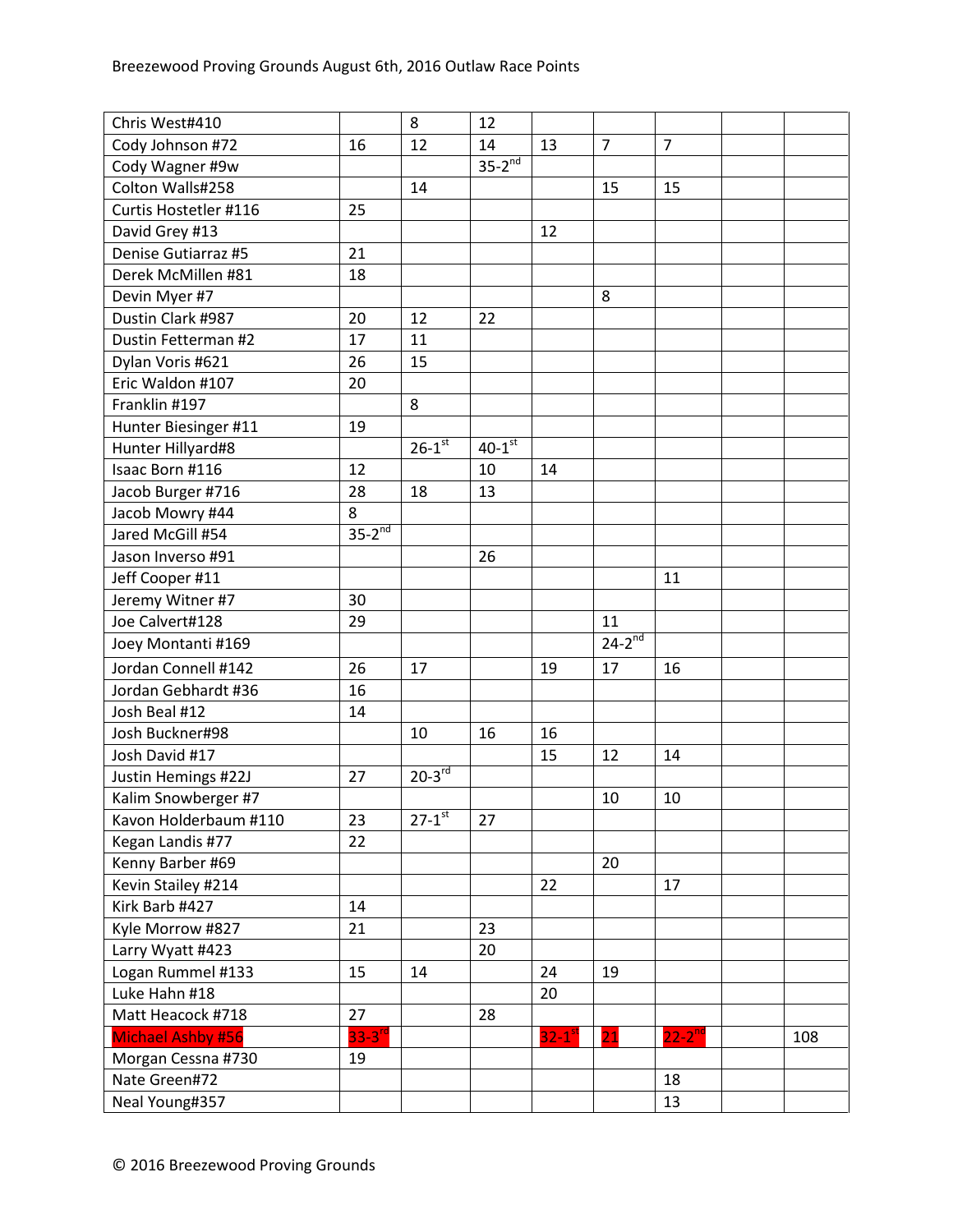Breezewood Proving Grounds August 6th, 2016 Outlaw Race Points

| | | | | | | | | |
|---|---|---|---|---|---|---|---|---|
| Chris West#410 | | 8 | 12 | | | | | |
| Cody Johnson #72 | 16 | 12 | 14 | 13 | 7 | 7 | | |
| Cody Wagner #9w | | | 35-2nd | | | | | |
| Colton Walls#258 | | 14 | | | 15 | 15 | | |
| Curtis Hostetler #116 | 25 | | | | | | | |
| David Grey #13 | | | | 12 | | | | |
| Denise Gutiarraz #5 | 21 | | | | | | | |
| Derek McMillen #81 | 18 | | | | | | | |
| Devin Myer #7 | | | | | 8 | | | |
| Dustin Clark #987 | 20 | 12 | 22 | | | | | |
| Dustin Fetterman #2 | 17 | 11 | | | | | | |
| Dylan Voris #621 | 26 | 15 | | | | | | |
| Eric Waldon #107 | 20 | | | | | | | |
| Franklin #197 | | 8 | | | | | | |
| Hunter Biesinger #11 | 19 | | | | | | | |
| Hunter Hillyard#8 | | 26-1st | 40-1st | | | | | |
| Isaac Born #116 | 12 | | 10 | 14 | | | | |
| Jacob Burger #716 | 28 | 18 | 13 | | | | | |
| Jacob Mowry #44 | 8 | | | | | | | |
| Jared McGill #54 | 35-2nd | | | | | | | |
| Jason Inverso #91 | | | 26 | | | | | |
| Jeff Cooper #11 | | | | | | 11 | | |
| Jeremy Witner #7 | 30 | | | | | | | |
| Joe Calvert#128 | 29 | | | | 11 | | | |
| Joey Montanti #169 | | | | | 24-2nd | | | |
| Jordan Connell #142 | 26 | 17 | | 19 | 17 | 16 | | |
| Jordan Gebhardt #36 | 16 | | | | | | | |
| Josh Beal #12 | 14 | | | | | | | |
| Josh Buckner#98 | | 10 | 16 | 16 | | | | |
| Josh David #17 | | | | 15 | 12 | 14 | | |
| Justin Hemings #22J | 27 | 20-3rd | | | | | | |
| Kalim Snowberger #7 | | | | | 10 | 10 | | |
| Kavon Holderbaum #110 | 23 | 27-1st | 27 | | | | | |
| Kegan Landis #77 | 22 | | | | | | | |
| Kenny Barber #69 | | | | | 20 | | | |
| Kevin Stailey #214 | | | | 22 | | 17 | | |
| Kirk Barb #427 | 14 | | | | | | | |
| Kyle Morrow #827 | 21 | | 23 | | | | | |
| Larry Wyatt #423 | | | 20 | | | | | |
| Logan Rummel #133 | 15 | 14 | | 24 | 19 | | | |
| Luke Hahn #18 | | | | 20 | | | | |
| Matt Heacock #718 | 27 | | 28 | | | | | |
| Michael Ashby #56 | 33-3rd | | | 32-1st | 21 | 22-2nd | | 108 |
| Morgan Cessna #730 | 19 | | | | | | | |
| Nate Green#72 | | | | | | 18 | | |
| Neal Young#357 | | | | | | 13 | | |

© 2016 Breezewood Proving Grounds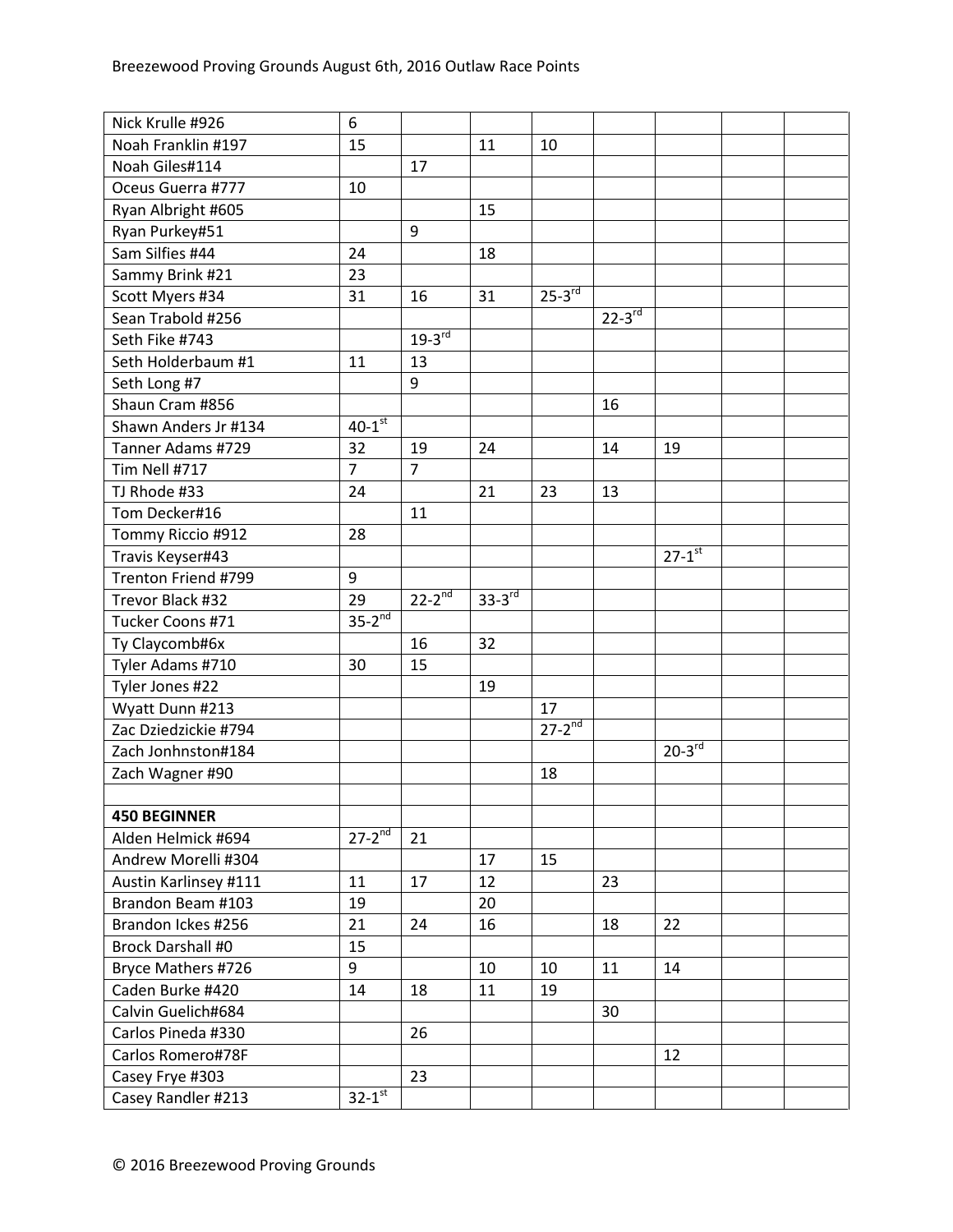| | | | | | | | | |
|---|---|---|---|---|---|---|---|---|
| Nick Krulle #926 | 6 | | | | | | | |
| Noah Franklin #197 | 15 | | 11 | 10 | | | | |
| Noah Giles#114 | | 17 | | | | | | |
| Oceus Guerra #777 | 10 | | | | | | | |
| Ryan Albright #605 | | | 15 | | | | | |
| Ryan Purkey#51 | | 9 | | | | | | |
| Sam Silfies #44 | 24 | | 18 | | | | | |
| Sammy Brink #21 | 23 | | | | | | | |
| Scott Myers #34 | 31 | 16 | 31 | 25-3rd | | | | |
| Sean Trabold #256 | | | | | 22-3rd | | | |
| Seth Fike #743 | | 19-3rd | | | | | | |
| Seth Holderbaum #1 | 11 | 13 | | | | | | |
| Seth Long #7 | | 9 | | | | | | |
| Shaun Cram #856 | | | | | 16 | | | |
| Shawn Anders Jr #134 | 40-1st | | | | | | | |
| Tanner Adams #729 | 32 | 19 | 24 | | 14 | 19 | | |
| Tim Nell #717 | 7 | 7 | | | | | | |
| TJ Rhode #33 | 24 | | 21 | 23 | 13 | | | |
| Tom Decker#16 | | 11 | | | | | | |
| Tommy Riccio #912 | 28 | | | | | | | |
| Travis Keyser#43 | | | | | | 27-1st | | |
| Trenton Friend #799 | 9 | | | | | | | |
| Trevor Black #32 | 29 | 22-2nd | 33-3rd | | | | | |
| Tucker Coons #71 | 35-2nd | | | | | | | |
| Ty Claycomb#6x | | 16 | 32 | | | | | |
| Tyler Adams #710 | 30 | 15 | | | | | | |
| Tyler Jones #22 | | | 19 | | | | | |
| Wyatt Dunn #213 | | | | 17 | | | | |
| Zac Dziedzickie #794 | | | | 27-2nd | | | | |
| Zach Jonhnston#184 | | | | | | 20-3rd | | |
| Zach Wagner #90 | | | | 18 | | | | |
| | | | | | | | | |
| **450 BEGINNER** | | | | | | | | |
| Alden Helmick #694 | 27-2nd | 21 | | | | | | |
| Andrew Morelli #304 | | | 17 | 15 | | | | |
| Austin Karlinsey #111 | 11 | 17 | 12 | | 23 | | | |
| Brandon Beam #103 | 19 | | 20 | | | | | |
| Brandon Ickes #256 | 21 | 24 | 16 | | 18 | 22 | | |
| Brock Darshall #0 | 15 | | | | | | | |
| Bryce Mathers #726 | 9 | | 10 | 10 | 11 | 14 | | |
| Caden Burke #420 | 14 | 18 | 11 | 19 | | | | |
| Calvin Guelich#684 | | | | | 30 | | | |
| Carlos Pineda #330 | | 26 | | | | | | |
| Carlos Romero#78F | | | | | | 12 | | |
| Casey Frye #303 | | 23 | | | | | | |
| Casey Randler #213 | 32-1st | | | | | | | |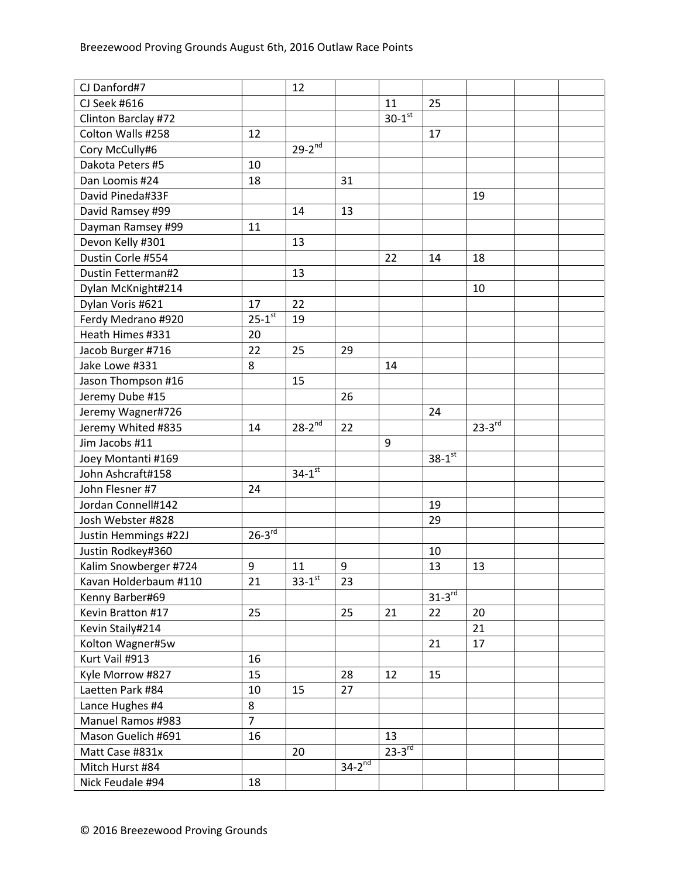| | | | | | | | | |
|---|---|---|---|---|---|---|---|---|
| CJ Danford#7 | | 12 | | | | | | |
| CJ Seek #616 | | | | 11 | 25 | | | |
| Clinton Barclay #72 | | | | 30-1st | | | | |
| Colton Walls #258 | 12 | | | | 17 | | | |
| Cory McCully#6 | | 29-2nd | | | | | | |
| Dakota Peters #5 | 10 | | | | | | | |
| Dan Loomis #24 | 18 | | 31 | | | | | |
| David Pineda#33F | | | | | | 19 | | |
| David Ramsey #99 | | 14 | 13 | | | | | |
| Dayman Ramsey #99 | 11 | | | | | | | |
| Devon Kelly #301 | | 13 | | | | | | |
| Dustin Corle #554 | | | | 22 | 14 | 18 | | |
| Dustin Fetterman#2 | | 13 | | | | | | |
| Dylan McKnight#214 | | | | | | 10 | | |
| Dylan Voris #621 | 17 | 22 | | | | | | |
| Ferdy Medrano #920 | 25-1st | 19 | | | | | | |
| Heath Himes #331 | 20 | | | | | | | |
| Jacob Burger #716 | 22 | 25 | 29 | | | | | |
| Jake Lowe #331 | 8 | | | 14 | | | | |
| Jason Thompson #16 | | 15 | | | | | | |
| Jeremy Dube #15 | | | 26 | | | | | |
| Jeremy Wagner#726 | | | | | 24 | | | |
| Jeremy Whited #835 | 14 | 28-2nd | 22 | | | 23-3rd | | |
| Jim Jacobs #11 | | | | 9 | | | | |
| Joey Montanti #169 | | | | | 38-1st | | | |
| John Ashcraft#158 | | 34-1st | | | | | | |
| John Flesner #7 | 24 | | | | | | | |
| Jordan Connell#142 | | | | | 19 | | | |
| Josh Webster #828 | | | | | 29 | | | |
| Justin Hemmings #22J | 26-3rd | | | | | | | |
| Justin Rodkey#360 | | | | | 10 | | | |
| Kalim Snowberger #724 | 9 | 11 | 9 | | 13 | 13 | | |
| Kavan Holderbaum #110 | 21 | 33-1st | 23 | | | | | |
| Kenny Barber#69 | | | | | 31-3rd | | | |
| Kevin Bratton #17 | 25 | | 25 | 21 | 22 | 20 | | |
| Kevin Staily#214 | | | | | | 21 | | |
| Kolton Wagner#5w | | | | | 21 | 17 | | |
| Kurt Vail #913 | 16 | | | | | | | |
| Kyle Morrow #827 | 15 | | 28 | 12 | 15 | | | |
| Laetten Park #84 | 10 | 15 | 27 | | | | | |
| Lance Hughes #4 | 8 | | | | | | | |
| Manuel Ramos #983 | 7 | | | | | | | |
| Mason Guelich #691 | 16 | | | 13 | | | | |
| Matt Case #831x | | 20 | | 23-3rd | | | | |
| Mitch Hurst #84 | | | 34-2nd | | | | | |
| Nick Feudale #94 | 18 | | | | | | | |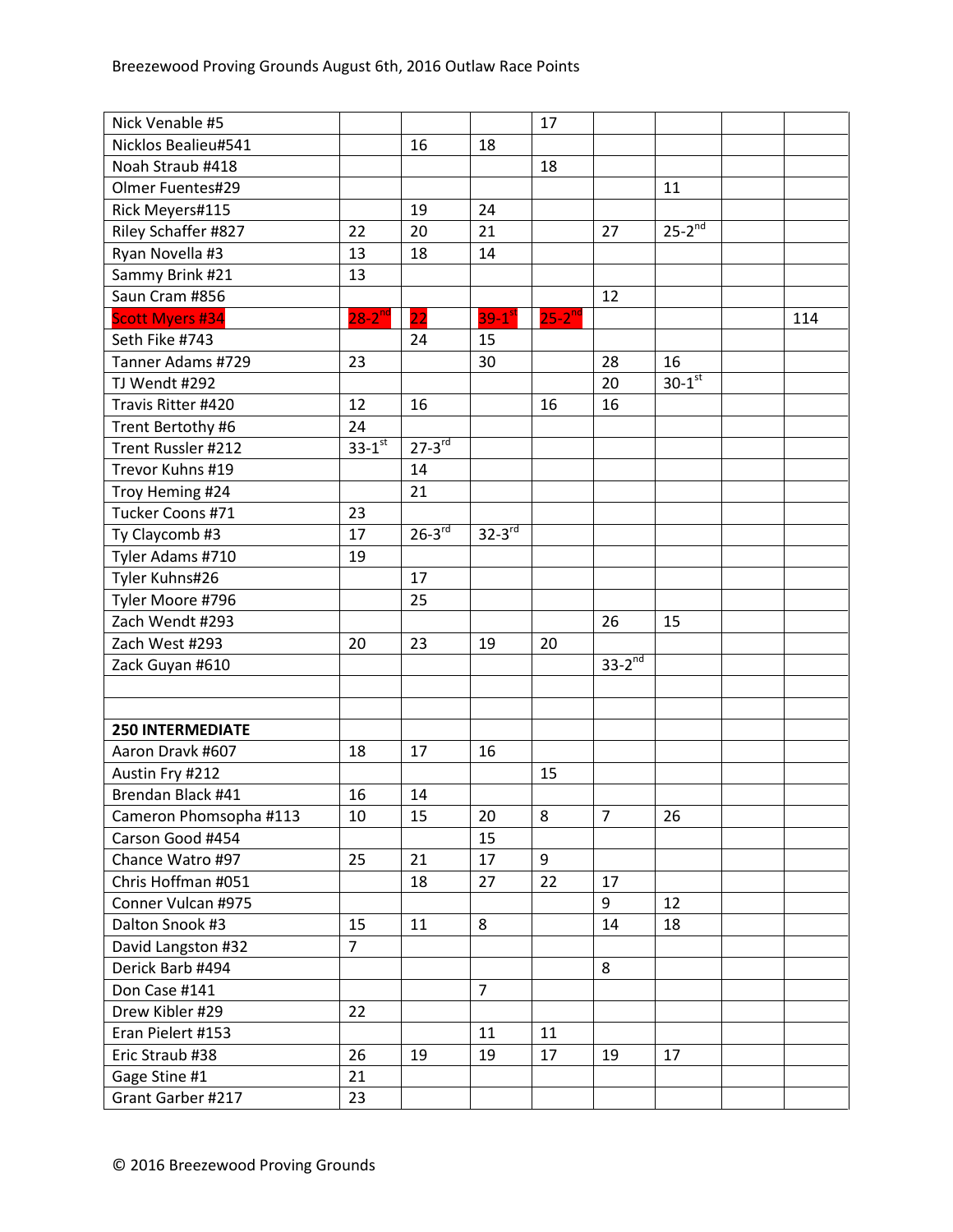| | | | | | | | | |
|---|---|---|---|---|---|---|---|---|
| Nick Venable #5 | | | | 17 | | | | |
| Nicklos Bealieu#541 | | 16 | 18 | | | | | |
| Noah Straub #418 | | | | 18 | | | | |
| Olmer Fuentes#29 | | | | | | 11 | | |
| Rick Meyers#115 | | 19 | 24 | | | | | |
| Riley Schaffer #827 | 22 | 20 | 21 | | 27 | 25-2nd | | |
| Ryan Novella #3 | 13 | 18 | 14 | | | | | |
| Sammy Brink #21 | 13 | | | | | | | |
| Saun Cram #856 | | | | | 12 | | | |
| Scott Myers #34 | 28-2nd | 22 | 39-1st | 25-2nd | | | | 114 |
| Seth Fike #743 | | 24 | 15 | | | | | |
| Tanner Adams #729 | 23 | | 30 | | 28 | 16 | | |
| TJ Wendt #292 | | | | | 20 | 30-1st | | |
| Travis Ritter #420 | 12 | 16 | | 16 | 16 | | | |
| Trent Bertothy #6 | 24 | | | | | | | |
| Trent Russler #212 | 33-1st | 27-3rd | | | | | | |
| Trevor Kuhns #19 | | 14 | | | | | | |
| Troy Heming #24 | | 21 | | | | | | |
| Tucker Coons #71 | 23 | | | | | | | |
| Ty Claycomb #3 | 17 | 26-3rd | 32-3rd | | | | | |
| Tyler Adams #710 | 19 | | | | | | | |
| Tyler Kuhns#26 | | 17 | | | | | | |
| Tyler Moore #796 | | 25 | | | | | | |
| Zach Wendt #293 | | | | | 26 | 15 | | |
| Zach West #293 | 20 | 23 | 19 | 20 | | | | |
| Zack Guyan #610 | | | | | 33-2nd | | | |
| | | | | | | | | |
| | | | | | | | | |
| **250 INTERMEDIATE** | | | | | | | | |
| Aaron Dravk #607 | 18 | 17 | 16 | | | | | |
| Austin Fry #212 | | | | 15 | | | | |
| Brendan Black #41 | 16 | 14 | | | | | | |
| Cameron Phomsopha #113 | 10 | 15 | 20 | 8 | 7 | 26 | | |
| Carson Good #454 | | | 15 | | | | | |
| Chance Watro #97 | 25 | 21 | 17 | 9 | | | | |
| Chris Hoffman #051 | | 18 | 27 | 22 | 17 | | | |
| Conner Vulcan #975 | | | | | 9 | 12 | | |
| Dalton Snook #3 | 15 | 11 | 8 | | 14 | 18 | | |
| David Langston #32 | 7 | | | | | | | |
| Derick Barb #494 | | | | | 8 | | | |
| Don Case #141 | | | 7 | | | | | |
| Drew Kibler #29 | 22 | | | | | | | |
| Eran Pielert #153 | | | 11 | 11 | | | | |
| Eric Straub #38 | 26 | 19 | 19 | 17 | 19 | 17 | | |
| Gage Stine #1 | 21 | | | | | | | |
| Grant Garber #217 | 23 | | | | | | | |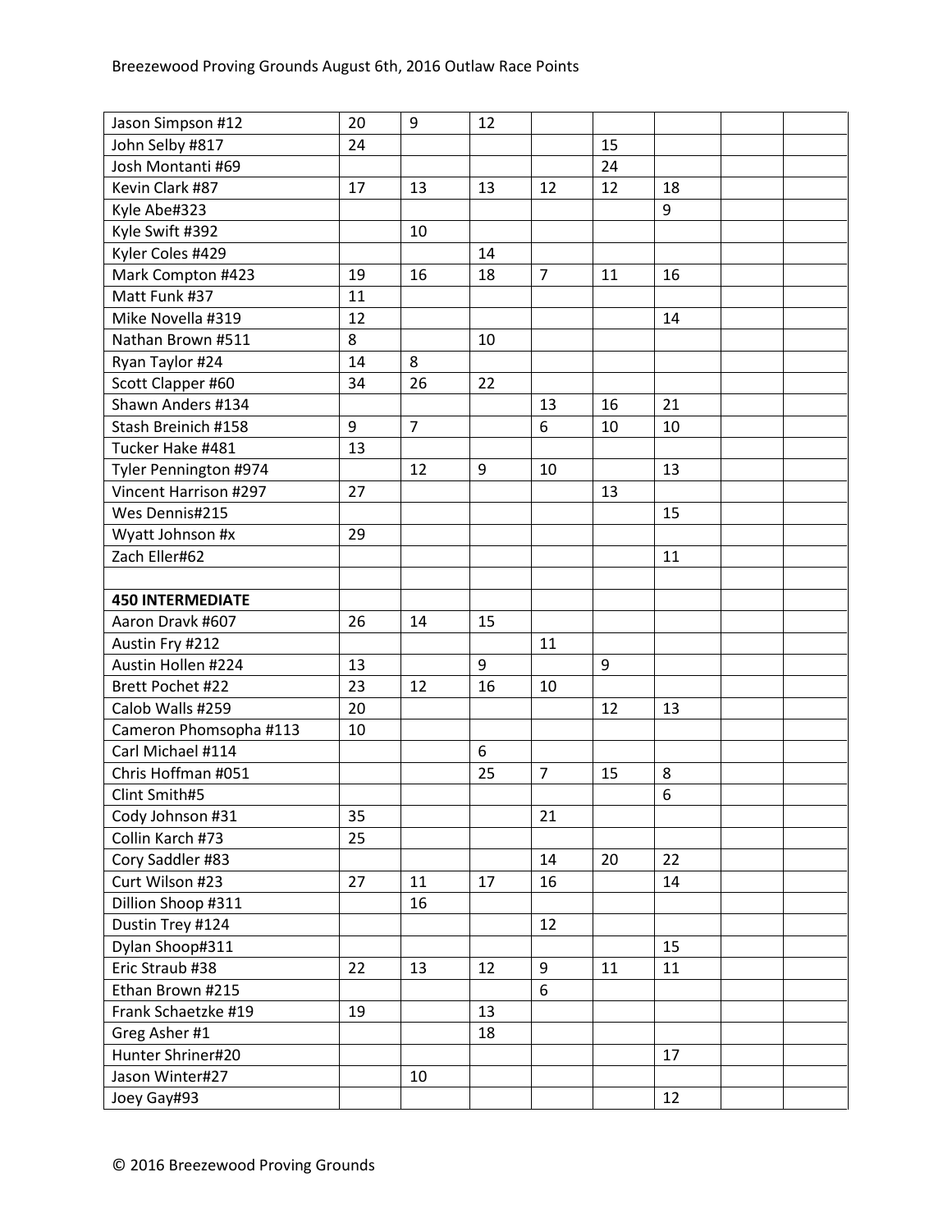| | | | | | | | | |
|---|---|---|---|---|---|---|---|---|
| Jason Simpson #12 | 20 | 9 | 12 | | | | | |
| John Selby #817 | 24 | | | | 15 | | | |
| Josh Montanti #69 | | | | | 24 | | | |
| Kevin Clark #87 | 17 | 13 | 13 | 12 | 12 | 18 | | |
| Kyle Abe#323 | | | | | | 9 | | |
| Kyle Swift #392 | | 10 | | | | | | |
| Kyler Coles #429 | | | 14 | | | | | |
| Mark Compton #423 | 19 | 16 | 18 | 7 | 11 | 16 | | |
| Matt Funk #37 | 11 | | | | | | | |
| Mike Novella #319 | 12 | | | | | 14 | | |
| Nathan Brown #511 | 8 | | 10 | | | | | |
| Ryan Taylor #24 | 14 | 8 | | | | | | |
| Scott Clapper #60 | 34 | 26 | 22 | | | | | |
| Shawn Anders #134 | | | | 13 | 16 | 21 | | |
| Stash Breinich #158 | 9 | 7 | | 6 | 10 | 10 | | |
| Tucker Hake #481 | 13 | | | | | | | |
| Tyler Pennington #974 | | 12 | 9 | 10 | | 13 | | |
| Vincent Harrison #297 | 27 | | | | 13 | | | |
| Wes Dennis#215 | | | | | | 15 | | |
| Wyatt Johnson #x | 29 | | | | | | | |
| Zach Eller#62 | | | | | | 11 | | |
| | | | | | | | | |
| **450 INTERMEDIATE** | | | | | | | | |
| Aaron Dravk #607 | 26 | 14 | 15 | | | | | |
| Austin Fry #212 | | | | 11 | | | | |
| Austin Hollen #224 | 13 | | 9 | | 9 | | | |
| Brett Pochet #22 | 23 | 12 | 16 | 10 | | | | |
| Calob Walls #259 | 20 | | | | 12 | 13 | | |
| Cameron Phomsopha #113 | 10 | | | | | | | |
| Carl Michael #114 | | | 6 | | | | | |
| Chris Hoffman #051 | | | 25 | 7 | 15 | 8 | | |
| Clint Smith#5 | | | | | | 6 | | |
| Cody Johnson #31 | 35 | | | 21 | | | | |
| Collin Karch #73 | 25 | | | | | | | |
| Cory Saddler #83 | | | | 14 | 20 | 22 | | |
| Curt Wilson #23 | 27 | 11 | 17 | 16 | | 14 | | |
| Dillion Shoop #311 | | 16 | | | | | | |
| Dustin Trey #124 | | | | 12 | | | | |
| Dylan Shoop#311 | | | | | | 15 | | |
| Eric Straub #38 | 22 | 13 | 12 | 9 | 11 | 11 | | |
| Ethan Brown #215 | | | | 6 | | | | |
| Frank Schaetzke #19 | 19 | | 13 | | | | | |
| Greg Asher #1 | | | 18 | | | | | |
| Hunter Shriner#20 | | | | | | 17 | | |
| Jason Winter#27 | | 10 | | | | | | |
| Joey Gay#93 | | | | | | 12 | | |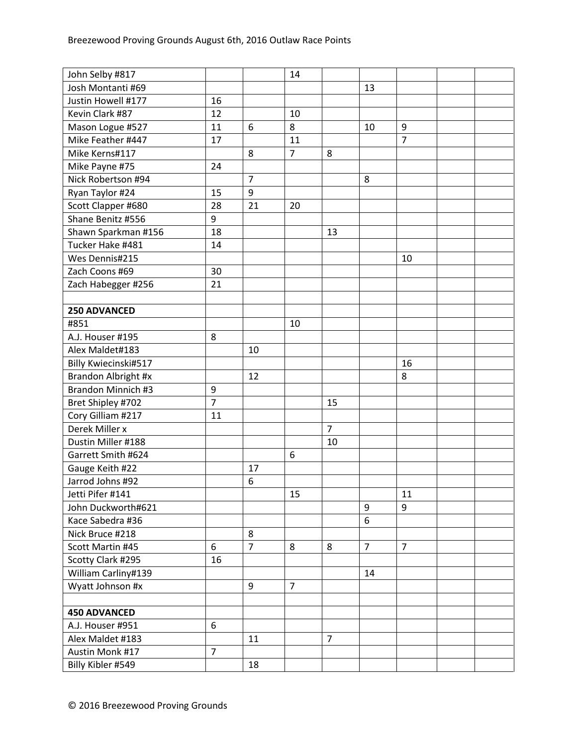| | | | | | | | | |
|---|---|---|---|---|---|---|---|---|
| John Selby #817 | | | 14 | | | | | |
| Josh Montanti #69 | | | | | 13 | | | |
| Justin Howell #177 | 16 | | | | | | | |
| Kevin Clark #87 | 12 | | 10 | | | | | |
| Mason Logue #527 | 11 | 6 | 8 | | 10 | 9 | | |
| Mike Feather #447 | 17 | | 11 | | | 7 | | |
| Mike Kerns#117 | | 8 | 7 | 8 | | | | |
| Mike Payne #75 | 24 | | | | | | | |
| Nick Robertson #94 | | 7 | | | 8 | | | |
| Ryan Taylor #24 | 15 | 9 | | | | | | |
| Scott Clapper #680 | 28 | 21 | 20 | | | | | |
| Shane Benitz #556 | 9 | | | | | | | |
| Shawn Sparkman #156 | 18 | | | 13 | | | | |
| Tucker Hake #481 | 14 | | | | | | | |
| Wes Dennis#215 | | | | | | 10 | | |
| Zach Coons #69 | 30 | | | | | | | |
| Zach Habegger #256 | 21 | | | | | | | |
| | | | | | | | | |
| **250 ADVANCED** | | | | | | | | |
| #851 | | | 10 | | | | | |
| A.J. Houser #195 | 8 | | | | | | | |
| Alex Maldet#183 | | 10 | | | | | | |
| Billy Kwiecinski#517 | | | | | | 16 | | |
| Brandon Albright #x | | 12 | | | | 8 | | |
| Brandon Minnich #3 | 9 | | | | | | | |
| Bret Shipley #702 | 7 | | | 15 | | | | |
| Cory Gilliam #217 | 11 | | | | | | | |
| Derek Miller x | | | | 7 | | | | |
| Dustin Miller #188 | | | | 10 | | | | |
| Garrett Smith #624 | | | 6 | | | | | |
| Gauge Keith #22 | | 17 | | | | | | |
| Jarrod Johns #92 | | 6 | | | | | | |
| Jetti Pifer #141 | | | 15 | | | 11 | | |
| John Duckworth#621 | | | | | 9 | 9 | | |
| Kace Sabedra #36 | | | | | 6 | | | |
| Nick Bruce #218 | | 8 | | | | | | |
| Scott Martin #45 | 6 | 7 | 8 | 8 | 7 | 7 | | |
| Scotty Clark #295 | 16 | | | | | | | |
| William Carliny#139 | | | | | 14 | | | |
| Wyatt Johnson #x | | 9 | 7 | | | | | |
| | | | | | | | | |
| **450 ADVANCED** | | | | | | | | |
| A.J. Houser #951 | 6 | | | | | | | |
| Alex Maldet #183 | | 11 | | 7 | | | | |
| Austin Monk #17 | 7 | | | | | | | |
| Billy Kibler #549 | | 18 | | | | | | |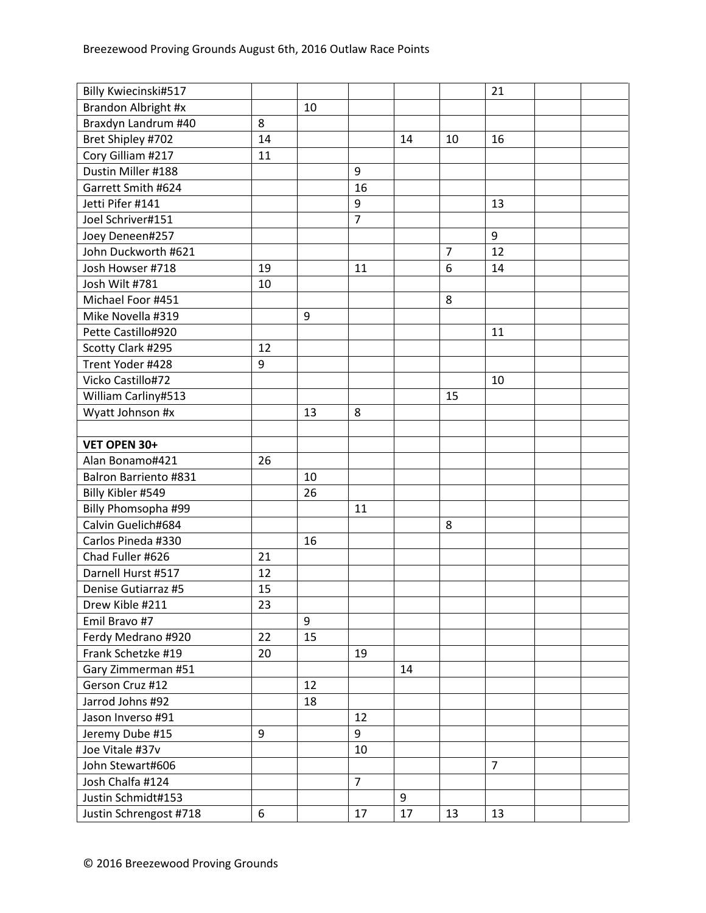| | | | | | | | | |
|---|---|---|---|---|---|---|---|---|
| Billy Kwiecinski#517 | | | | | | 21 | | |
| Brandon Albright #x | | 10 | | | | | | |
| Braxdyn Landrum #40 | 8 | | | | | | | |
| Bret Shipley #702 | 14 | | | 14 | 10 | 16 | | |
| Cory Gilliam #217 | 11 | | | | | | | |
| Dustin Miller #188 | | | 9 | | | | | |
| Garrett Smith #624 | | | 16 | | | | | |
| Jetti Pifer #141 | | | 9 | | | 13 | | |
| Joel Schriver#151 | | | 7 | | | | | |
| Joey Deneen#257 | | | | | | 9 | | |
| John Duckworth #621 | | | | | 7 | 12 | | |
| Josh Howser #718 | 19 | | 11 | | 6 | 14 | | |
| Josh Wilt #781 | 10 | | | | | | | |
| Michael Foor #451 | | | | | 8 | | | |
| Mike Novella #319 | | 9 | | | | | | |
| Pette Castillo#920 | | | | | | 11 | | |
| Scotty Clark #295 | 12 | | | | | | | |
| Trent Yoder #428 | 9 | | | | | | | |
| Vicko Castillo#72 | | | | | | 10 | | |
| William Carliny#513 | | | | | 15 | | | |
| Wyatt Johnson #x | | 13 | 8 | | | | | |
| | | | | | | | | |
| **VET OPEN 30+** | | | | | | | | |
| Alan Bonamo#421 | 26 | | | | | | | |
| Balron Barriento #831 | | 10 | | | | | | |
| Billy Kibler #549 | | 26 | | | | | | |
| Billy Phomsopha #99 | | | 11 | | | | | |
| Calvin Guelich#684 | | | | | 8 | | | |
| Carlos Pineda #330 | | 16 | | | | | | |
| Chad Fuller #626 | 21 | | | | | | | |
| Darnell Hurst #517 | 12 | | | | | | | |
| Denise Gutiarraz #5 | 15 | | | | | | | |
| Drew Kible #211 | 23 | | | | | | | |
| Emil Bravo #7 | | 9 | | | | | | |
| Ferdy Medrano #920 | 22 | 15 | | | | | | |
| Frank Schetzke #19 | 20 | | 19 | | | | | |
| Gary Zimmerman #51 | | | | 14 | | | | |
| Gerson Cruz #12 | | 12 | | | | | | |
| Jarrod Johns #92 | | 18 | | | | | | |
| Jason Inverso #91 | | | 12 | | | | | |
| Jeremy Dube #15 | 9 | | 9 | | | | | |
| Joe Vitale #37v | | | 10 | | | | | |
| John Stewart#606 | | | | | | 7 | | |
| Josh Chalfa #124 | | | 7 | | | | | |
| Justin Schmidt#153 | | | | 9 | | | | |
| Justin Schrengost #718 | 6 | | 17 | 17 | 13 | 13 | | |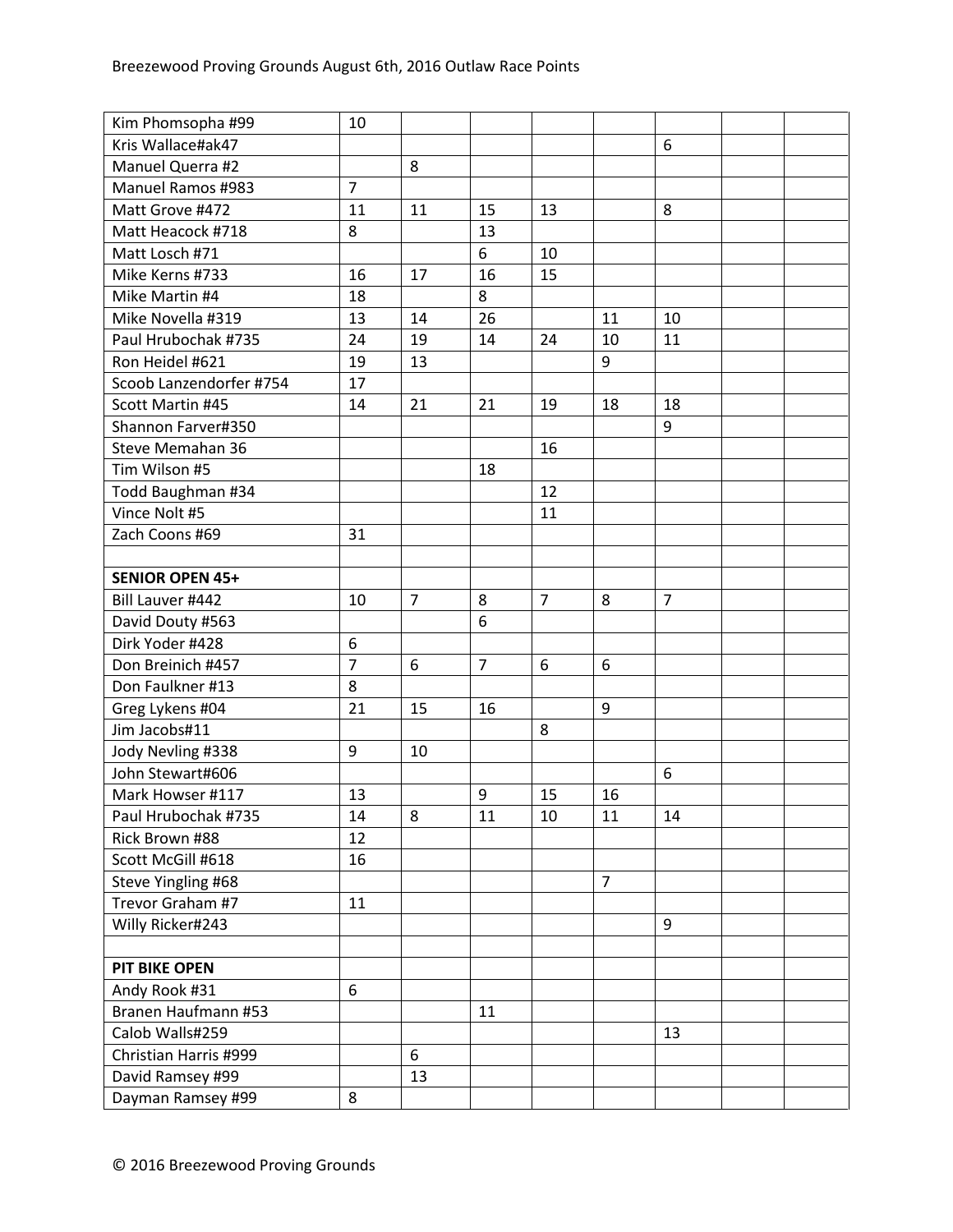| | | | | | | | | |
|---|---|---|---|---|---|---|---|---|
| Kim Phomsopha #99 | 10 | | | | | | | |
| Kris Wallace#ak47 | | | | | | 6 | | |
| Manuel Querra #2 | | 8 | | | | | | |
| Manuel Ramos #983 | 7 | | | | | | | |
| Matt Grove #472 | 11 | 11 | 15 | 13 | | 8 | | |
| Matt Heacock #718 | 8 | | 13 | | | | | |
| Matt Losch #71 | | | 6 | 10 | | | | |
| Mike Kerns #733 | 16 | 17 | 16 | 15 | | | | |
| Mike Martin #4 | 18 | | 8 | | | | | |
| Mike Novella #319 | 13 | 14 | 26 | | 11 | 10 | | |
| Paul Hrubochak #735 | 24 | 19 | 14 | 24 | 10 | 11 | | |
| Ron Heidel #621 | 19 | 13 | | | 9 | | | |
| Scoob Lanzendorfer #754 | 17 | | | | | | | |
| Scott Martin #45 | 14 | 21 | 21 | 19 | 18 | 18 | | |
| Shannon Farver#350 | | | | | | 9 | | |
| Steve Memahan 36 | | | | 16 | | | | |
| Tim Wilson #5 | | | 18 | | | | | |
| Todd Baughman #34 | | | | 12 | | | | |
| Vince Nolt #5 | | | | 11 | | | | |
| Zach Coons #69 | 31 | | | | | | | |
| | | | | | | | | |
| **SENIOR OPEN 45+** | | | | | | | | |
| Bill Lauver #442 | 10 | 7 | 8 | 7 | 8 | 7 | | |
| David Douty #563 | | | 6 | | | | | |
| Dirk Yoder #428 | 6 | | | | | | | |
| Don Breinich #457 | 7 | 6 | 7 | 6 | 6 | | | |
| Don Faulkner #13 | 8 | | | | | | | |
| Greg Lykens #04 | 21 | 15 | 16 | | 9 | | | |
| Jim Jacobs#11 | | | | 8 | | | | |
| Jody Nevling #338 | 9 | 10 | | | | | | |
| John Stewart#606 | | | | | | 6 | | |
| Mark Howser #117 | 13 | | 9 | 15 | 16 | | | |
| Paul Hrubochak #735 | 14 | 8 | 11 | 10 | 11 | 14 | | |
| Rick Brown #88 | 12 | | | | | | | |
| Scott McGill #618 | 16 | | | | | | | |
| Steve Yingling #68 | | | | | 7 | | | |
| Trevor Graham #7 | 11 | | | | | | | |
| Willy Ricker#243 | | | | | | 9 | | |
| | | | | | | | | |
| **PIT BIKE OPEN** | | | | | | | | |
| Andy Rook #31 | 6 | | | | | | | |
| Branen Haufmann #53 | | | 11 | | | | | |
| Calob Walls#259 | | | | | | 13 | | |
| Christian Harris #999 | | 6 | | | | | | |
| David Ramsey #99 | | 13 | | | | | | |
| Dayman Ramsey #99 | 8 | | | | | | | |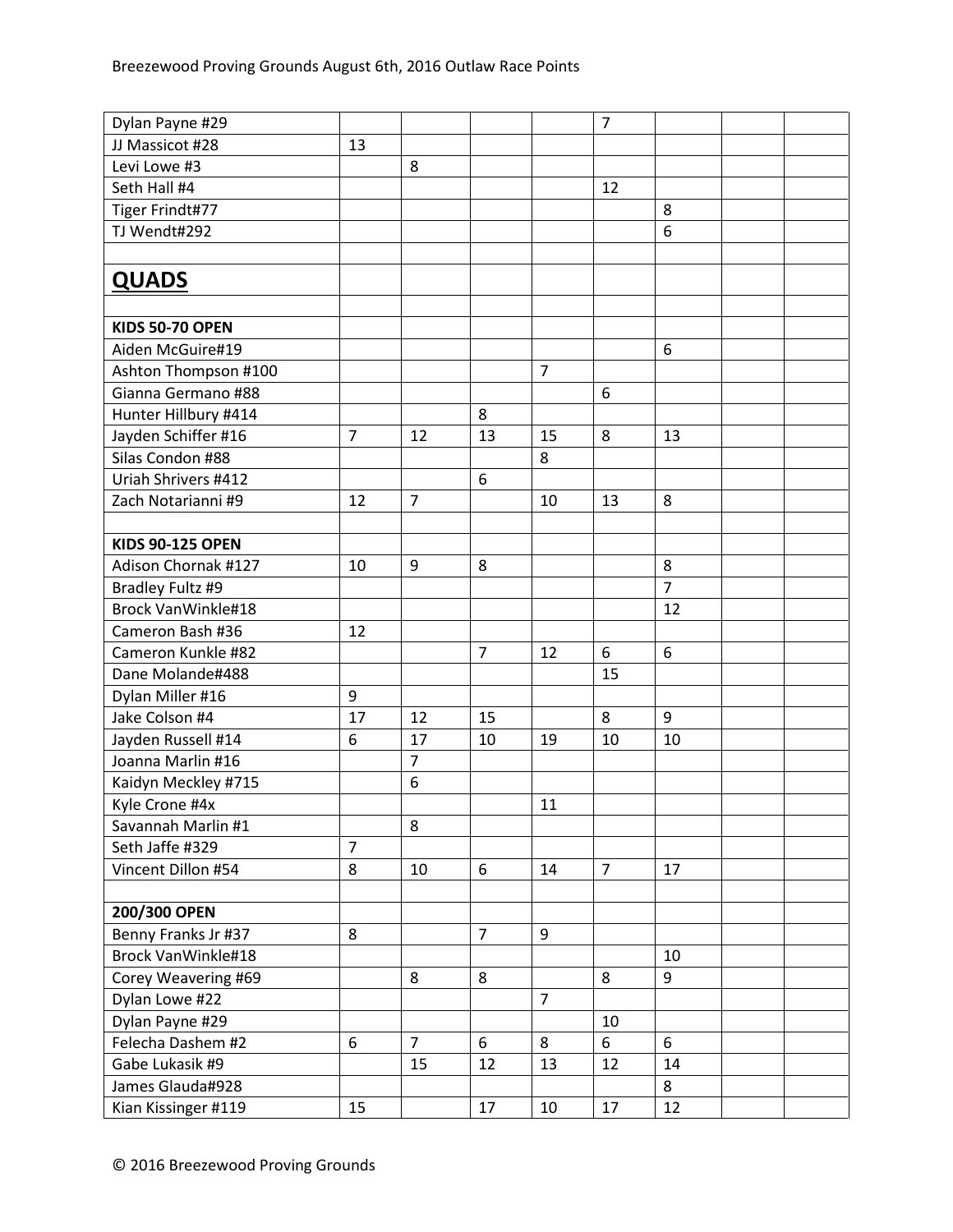| | | | | | | | | |
|---|---|---|---|---|---|---|---|---|
| Dylan Payne #29 | | | | | 7 | | | |
| JJ Massicot #28 | 13 | | | | | | | |
| Levi Lowe #3 | | 8 | | | | | | |
| Seth Hall #4 | | | | | 12 | | | |
| Tiger Frindt#77 | | | | | | 8 | | |
| TJ Wendt#292 | | | | | | 6 | | |
| | | | | | | | | |
| **<u>QUADS</u>** | | | | | | | | |
| | | | | | | | | |
| **KIDS 50-70 OPEN** | | | | | | | | |
| Aiden McGuire#19 | | | | | | 6 | | |
| Ashton Thompson #100 | | | | 7 | | | | |
| Gianna Germano #88 | | | | | 6 | | | |
| Hunter Hillbury #414 | | | 8 | | | | | |
| Jayden Schiffer #16 | 7 | 12 | 13 | 15 | 8 | 13 | | |
| Silas Condon #88 | | | | 8 | | | | |
| Uriah Shrivers #412 | | | 6 | | | | | |
| Zach Notarianni #9 | 12 | 7 | | 10 | 13 | 8 | | |
| | | | | | | | | |
| **KIDS 90-125 OPEN** | | | | | | | | |
| Adison Chornak #127 | 10 | 9 | 8 | | | 8 | | |
| Bradley Fultz #9 | | | | | | 7 | | |
| Brock VanWinkle#18 | | | | | | 12 | | |
| Cameron Bash #36 | 12 | | | | | | | |
| Cameron Kunkle #82 | | | 7 | 12 | 6 | 6 | | |
| Dane Molande#488 | | | | | 15 | | | |
| Dylan Miller #16 | 9 | | | | | | | |
| Jake Colson #4 | 17 | 12 | 15 | | 8 | 9 | | |
| Jayden Russell #14 | 6 | 17 | 10 | 19 | 10 | 10 | | |
| Joanna Marlin #16 | | 7 | | | | | | |
| Kaidyn Meckley #715 | | 6 | | | | | | |
| Kyle Crone #4x | | | | 11 | | | | |
| Savannah Marlin #1 | | 8 | | | | | | |
| Seth Jaffe #329 | 7 | | | | | | | |
| Vincent Dillon #54 | 8 | 10 | 6 | 14 | 7 | 17 | | |
| | | | | | | | | |
| **200/300 OPEN** | | | | | | | | |
| Benny Franks Jr #37 | 8 | | 7 | 9 | | | | |
| Brock VanWinkle#18 | | | | | | 10 | | |
| Corey Weavering #69 | | 8 | 8 | | 8 | 9 | | |
| Dylan Lowe #22 | | | | 7 | | | | |
| Dylan Payne #29 | | | | | 10 | | | |
| Felecha Dashem #2 | 6 | 7 | 6 | 8 | 6 | 6 | | |
| Gabe Lukasik #9 | | 15 | 12 | 13 | 12 | 14 | | |
| James Glauda#928 | | | | | | 8 | | |
| Kian Kissinger #119 | 15 | | 17 | 10 | 17 | 12 | | |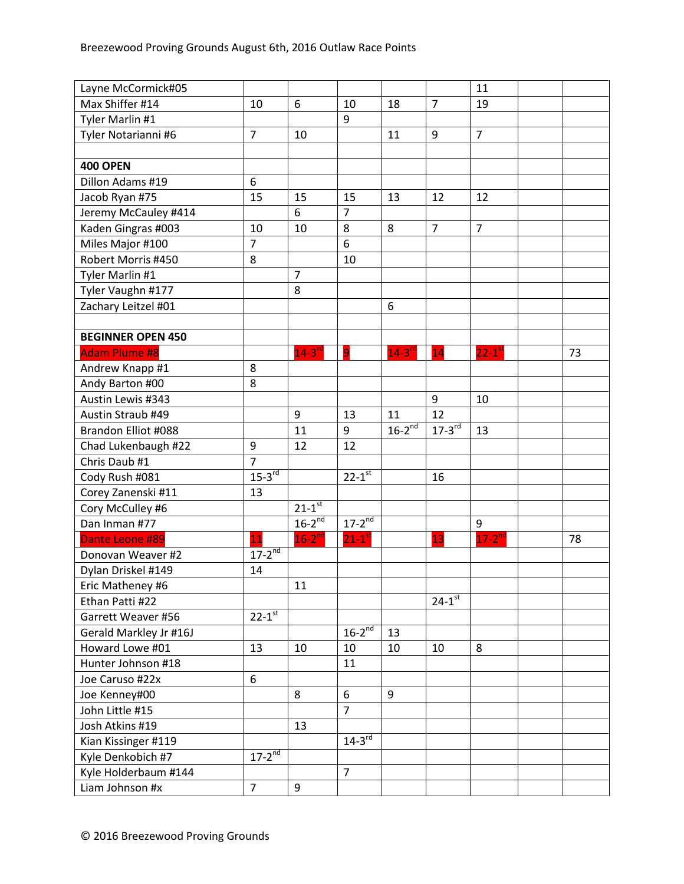Breezewood Proving Grounds August 6th, 2016 Outlaw Race Points

| | | | | | | | | |
|---|---|---|---|---|---|---|---|---|
| Layne McCormick#05 | | | | | | 11 | | |
| Max Shiffer #14 | 10 | 6 | 10 | 18 | 7 | 19 | | |
| Tyler Marlin #1 | | | 9 | | | | | |
| Tyler Notarianni #6 | 7 | 10 | | 11 | 9 | 7 | | |
| | | | | | | | | |
| **400 OPEN** | | | | | | | | |
| Dillon Adams #19 | 6 | | | | | | | |
| Jacob Ryan #75 | 15 | 15 | 15 | 13 | 12 | 12 | | |
| Jeremy McCauley #414 | | 6 | 7 | | | | | |
| Kaden Gingras #003 | 10 | 10 | 8 | 8 | 7 | 7 | | |
| Miles Major #100 | 7 | | 6 | | | | | |
| Robert Morris #450 | 8 | | 10 | | | | | |
| Tyler Marlin #1 | | 7 | | | | | | |
| Tyler Vaughn #177 | | 8 | | | | | | |
| Zachary Leitzel #01 | | | | 6 | | | | |
| | | | | | | | | |
| **BEGINNER OPEN 450** | | | | | | | | |
| Adam Plume #8 | | 14-3rd | 9 | 14-3rd | 14 | 22-1st | | 73 |
| Andrew Knapp #1 | 8 | | | | | | | |
| Andy Barton #00 | 8 | | | | | | | |
| Austin Lewis #343 | | | | | 9 | 10 | | |
| Austin Straub #49 | | 9 | 13 | 11 | 12 | | | |
| Brandon Elliot #088 | | 11 | 9 | 16-2nd | 17-3rd | 13 | | |
| Chad Lukenbaugh #22 | 9 | 12 | 12 | | | | | |
| Chris Daub #1 | 7 | | | | | | | |
| Cody Rush #081 | 15-3rd | | 22-1st | | 16 | | | |
| Corey Zanenski #11 | 13 | | | | | | | |
| Cory McCulley #6 | | 21-1st | | | | | | |
| Dan Inman #77 | | 16-2nd | 17-2nd | | | 9 | | |
| Dante Leone #89 | 11 | 16-2nd | 21-1st | | 13 | 17-2nd | | 78 |
| Donovan Weaver #2 | 17-2nd | | | | | | | |
| Dylan Driskel #149 | 14 | | | | | | | |
| Eric Matheney #6 | | 11 | | | | | | |
| Ethan Patti #22 | | | | | 24-1st | | | |
| Garrett Weaver #56 | 22-1st | | | | | | | |
| Gerald Markley Jr #16J | | | 16-2nd | 13 | | | | |
| Howard Lowe #01 | 13 | 10 | 10 | 10 | 10 | 8 | | |
| Hunter Johnson #18 | | | 11 | | | | | |
| Joe Caruso #22x | 6 | | | | | | | |
| Joe Kenney#00 | | 8 | 6 | 9 | | | | |
| John Little #15 | | | 7 | | | | | |
| Josh Atkins #19 | | 13 | | | | | | |
| Kian Kissinger #119 | | | 14-3rd | | | | | |
| Kyle Denkobich #7 | 17-2nd | | | | | | | |
| Kyle Holderbaum #144 | | | 7 | | | | | |
| Liam Johnson #x | 7 | 9 | | | | | | |

© 2016 Breezewood Proving Grounds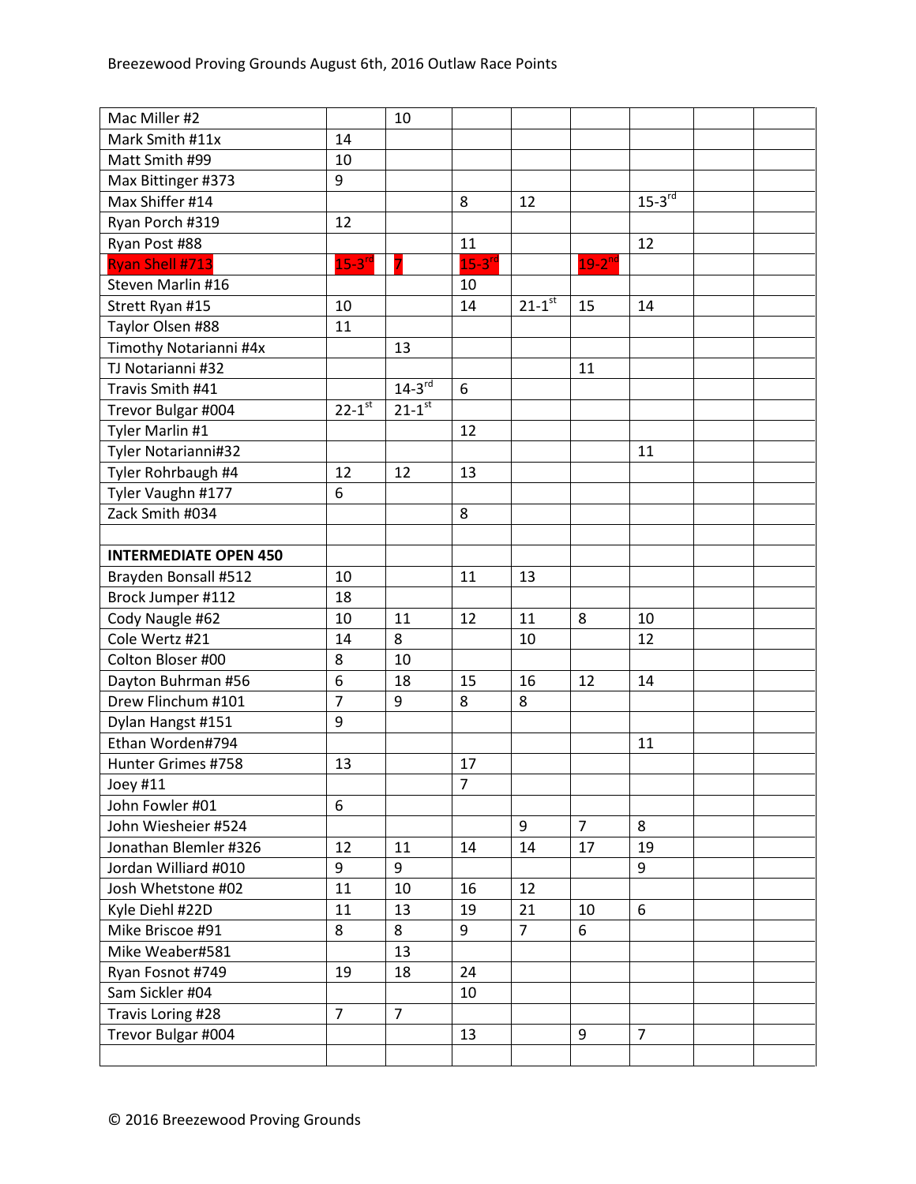| | | | | | | | | |
|---|---|---|---|---|---|---|---|---|
| Mac Miller #2 | | 10 | | | | | | |
| Mark Smith #11x | 14 | | | | | | | |
| Matt Smith #99 | 10 | | | | | | | |
| Max Bittinger #373 | 9 | | | | | | | |
| Max Shiffer #14 | | | 8 | 12 | | 15-3rd | | |
| Ryan Porch #319 | 12 | | | | | | | |
| Ryan Post #88 | | | 11 | | | 12 | | |
| Ryan Shell #713 | 15-3rd | 7 | 15-3rd | | 19-2nd | | | |
| Steven Marlin #16 | | | 10 | | | | | |
| Strett Ryan #15 | 10 | | 14 | 21-1st | 15 | 14 | | |
| Taylor Olsen #88 | 11 | | | | | | | |
| Timothy Notarianni #4x | | 13 | | | | | | |
| TJ Notarianni #32 | | | | | 11 | | | |
| Travis Smith #41 | | 14-3rd | 6 | | | | | |
| Trevor Bulgar #004 | 22-1st | 21-1st | | | | | | |
| Tyler Marlin #1 | | | 12 | | | | | |
| Tyler Notarianni#32 | | | | | | 11 | | |
| Tyler Rohrbaugh #4 | 12 | 12 | 13 | | | | | |
| Tyler Vaughn #177 | 6 | | | | | | | |
| Zack Smith #034 | | | 8 | | | | | |
| | | | | | | | | |
| **INTERMEDIATE OPEN 450** | | | | | | | | |
| Brayden Bonsall #512 | 10 | | 11 | 13 | | | | |
| Brock Jumper #112 | 18 | | | | | | | |
| Cody Naugle #62 | 10 | 11 | 12 | 11 | 8 | 10 | | |
| Cole Wertz #21 | 14 | 8 | | 10 | | 12 | | |
| Colton Bloser #00 | 8 | 10 | | | | | | |
| Dayton Buhrman #56 | 6 | 18 | 15 | 16 | 12 | 14 | | |
| Drew Flinchum #101 | 7 | 9 | 8 | 8 | | | | |
| Dylan Hangst #151 | 9 | | | | | | | |
| Ethan Worden#794 | | | | | | 11 | | |
| Hunter Grimes #758 | 13 | | 17 | | | | | |
| Joey #11 | | | 7 | | | | | |
| John Fowler #01 | 6 | | | | | | | |
| John Wiesheier #524 | | | | 9 | 7 | 8 | | |
| Jonathan Blemler #326 | 12 | 11 | 14 | 14 | 17 | 19 | | |
| Jordan Williard #010 | 9 | 9 | | | | 9 | | |
| Josh Whetstone #02 | 11 | 10 | 16 | 12 | | | | |
| Kyle Diehl #22D | 11 | 13 | 19 | 21 | 10 | 6 | | |
| Mike Briscoe #91 | 8 | 8 | 9 | 7 | 6 | | | |
| Mike Weaber#581 | | 13 | | | | | | |
| Ryan Fosnot #749 | 19 | 18 | 24 | | | | | |
| Sam Sickler #04 | | | 10 | | | | | |
| Travis Loring #28 | 7 | 7 | | | | | | |
| Trevor Bulgar #004 | | | 13 | | 9 | 7 | | |
| | | | | | | | | |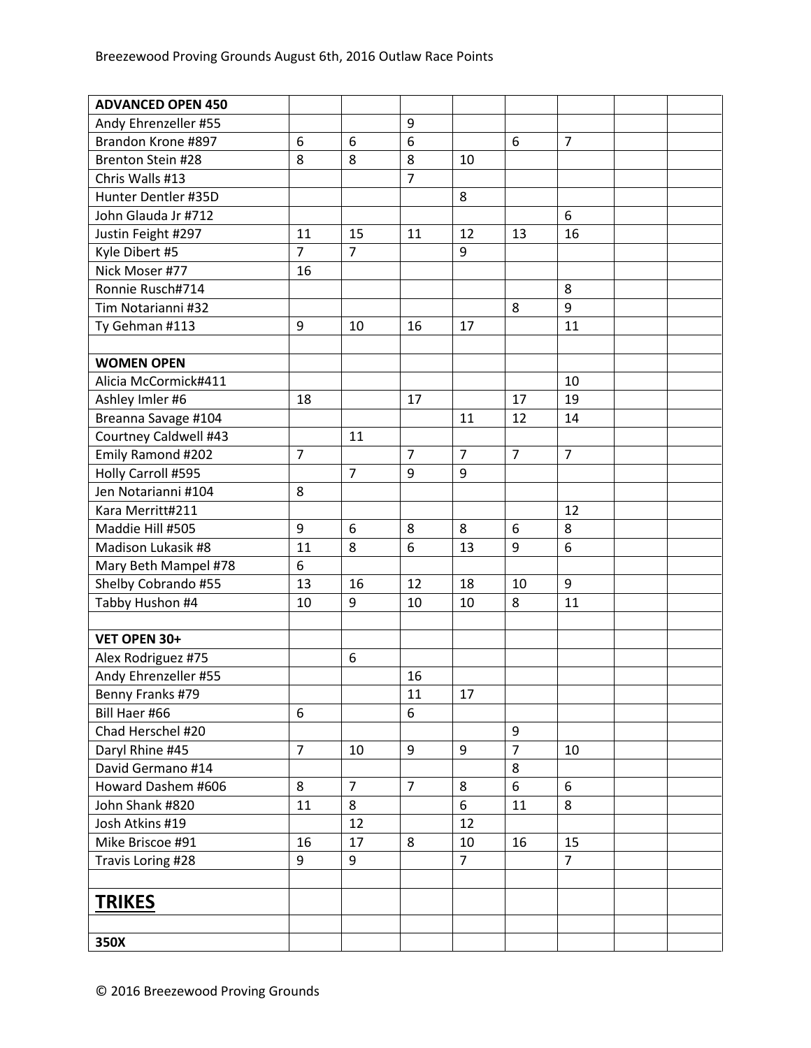| ADVANCED OPEN 450 | | | | | | | | |
|---|---|---|---|---|---|---|---|---|
| Andy Ehrenzeller #55 | | | 9 | | | | | |
| Brandon Krone #897 | 6 | 6 | 6 | | 6 | 7 | | |
| Brenton Stein #28 | 8 | 8 | 8 | 10 | | | | |
| Chris Walls #13 | | | 7 | | | | | |
| Hunter Dentler #35D | | | | 8 | | | | |
| John Glauda Jr #712 | | | | | | 6 | | |
| Justin Feight #297 | 11 | 15 | 11 | 12 | 13 | 16 | | |
| Kyle Dibert #5 | 7 | 7 | | 9 | | | | |
| Nick Moser #77 | 16 | | | | | | | |
| Ronnie Rusch#714 | | | | | | 8 | | |
| Tim Notarianni #32 | | | | | 8 | 9 | | |
| Ty Gehman #113 | 9 | 10 | 16 | 17 | | 11 | | |
| | | | | | | | | |
| **WOMEN OPEN** | | | | | | | | |
| Alicia McCormick#411 | | | | | | 10 | | |
| Ashley Imler #6 | 18 | | 17 | | 17 | 19 | | |
| Breanna Savage #104 | | | | 11 | 12 | 14 | | |
| Courtney Caldwell #43 | | 11 | | | | | | |
| Emily Ramond #202 | 7 | | 7 | 7 | 7 | 7 | | |
| Holly Carroll #595 | | 7 | 9 | 9 | | | | |
| Jen Notarianni #104 | 8 | | | | | | | |
| Kara Merritt#211 | | | | | | 12 | | |
| Maddie Hill #505 | 9 | 6 | 8 | 8 | 6 | 8 | | |
| Madison Lukasik #8 | 11 | 8 | 6 | 13 | 9 | 6 | | |
| Mary Beth Mampel #78 | 6 | | | | | | | |
| Shelby Cobrando #55 | 13 | 16 | 12 | 18 | 10 | 9 | | |
| Tabby Hushon #4 | 10 | 9 | 10 | 10 | 8 | 11 | | |
| | | | | | | | | |
| **VET OPEN 30+** | | | | | | | | |
| Alex Rodriguez #75 | | 6 | | | | | | |
| Andy Ehrenzeller #55 | | | 16 | | | | | |
| Benny Franks #79 | | | 11 | 17 | | | | |
| Bill Haer #66 | 6 | | 6 | | | | | |
| Chad Herschel #20 | | | | | 9 | | | |
| Daryl Rhine #45 | 7 | 10 | 9 | 9 | 7 | 10 | | |
| David Germano #14 | | | | | 8 | | | |
| Howard Dashem #606 | 8 | 7 | 7 | 8 | 6 | 6 | | |
| John Shank #820 | 11 | 8 | | 6 | 11 | 8 | | |
| Josh Atkins #19 | | 12 | | 12 | | | | |
| Mike Briscoe #91 | 16 | 17 | 8 | 10 | 16 | 15 | | |
| Travis Loring #28 | 9 | 9 | | 7 | | 7 | | |
| | | | | | | | | |
| **TRIKES** | | | | | | | | |
| | | | | | | | | |
| **350X** | | | | | | | | |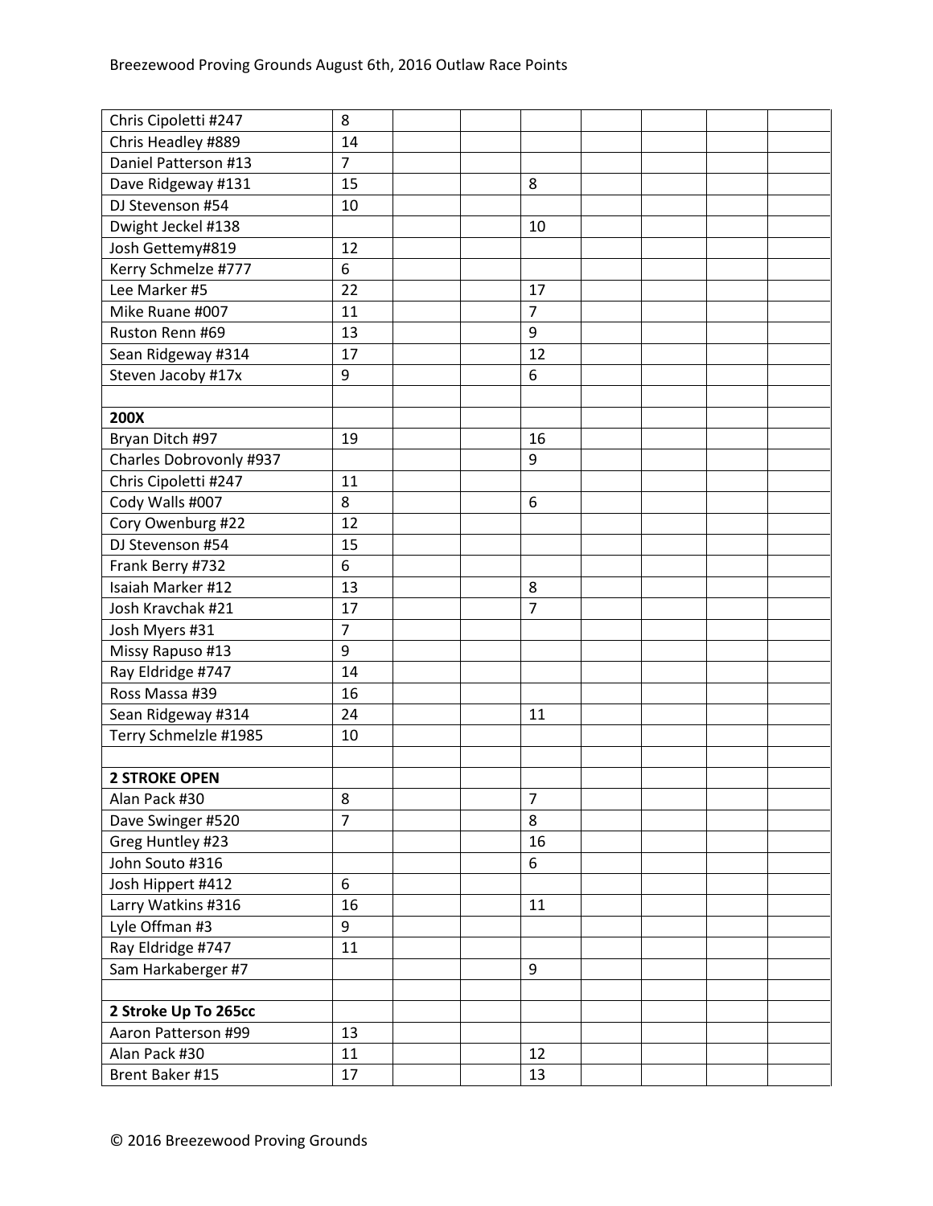| | | | | | | | | |
|---|---|---|---|---|---|---|---|---|
| Chris Cipoletti #247 | 8 | | | | | | | |
| Chris Headley #889 | 14 | | | | | | | |
| Daniel Patterson #13 | 7 | | | | | | | |
| Dave Ridgeway #131 | 15 | | | 8 | | | | |
| DJ Stevenson #54 | 10 | | | | | | | |
| Dwight Jeckel #138 | | | | 10 | | | | |
| Josh Gettemy#819 | 12 | | | | | | | |
| Kerry Schmelze #777 | 6 | | | | | | | |
| Lee Marker #5 | 22 | | | 17 | | | | |
| Mike Ruane #007 | 11 | | | 7 | | | | |
| Ruston Renn #69 | 13 | | | 9 | | | | |
| Sean Ridgeway #314 | 17 | | | 12 | | | | |
| Steven Jacoby #17x | 9 | | | 6 | | | | |
| | | | | | | | | |
| **200X** | | | | | | | | |
| Bryan Ditch #97 | 19 | | | 16 | | | | |
| Charles Dobrovonly #937 | | | | 9 | | | | |
| Chris Cipoletti #247 | 11 | | | | | | | |
| Cody Walls #007 | 8 | | | 6 | | | | |
| Cory Owenburg #22 | 12 | | | | | | | |
| DJ Stevenson #54 | 15 | | | | | | | |
| Frank Berry #732 | 6 | | | | | | | |
| Isaiah Marker #12 | 13 | | | 8 | | | | |
| Josh Kravchak #21 | 17 | | | 7 | | | | |
| Josh Myers #31 | 7 | | | | | | | |
| Missy Rapuso #13 | 9 | | | | | | | |
| Ray Eldridge #747 | 14 | | | | | | | |
| Ross Massa #39 | 16 | | | | | | | |
| Sean Ridgeway #314 | 24 | | | 11 | | | | |
| Terry Schmelzle #1985 | 10 | | | | | | | |
| | | | | | | | | |
| **2 STROKE OPEN** | | | | | | | | |
| Alan Pack #30 | 8 | | | 7 | | | | |
| Dave Swinger #520 | 7 | | | 8 | | | | |
| Greg Huntley #23 | | | | 16 | | | | |
| John Souto #316 | | | | 6 | | | | |
| Josh Hippert #412 | 6 | | | | | | | |
| Larry Watkins #316 | 16 | | | 11 | | | | |
| Lyle Offman #3 | 9 | | | | | | | |
| Ray Eldridge #747 | 11 | | | | | | | |
| Sam Harkaberger #7 | | | | 9 | | | | |
| | | | | | | | | |
| **2 Stroke Up To 265cc** | | | | | | | | |
| Aaron Patterson #99 | 13 | | | | | | | |
| Alan Pack #30 | 11 | | | 12 | | | | |
| Brent Baker #15 | 17 | | | 13 | | | | |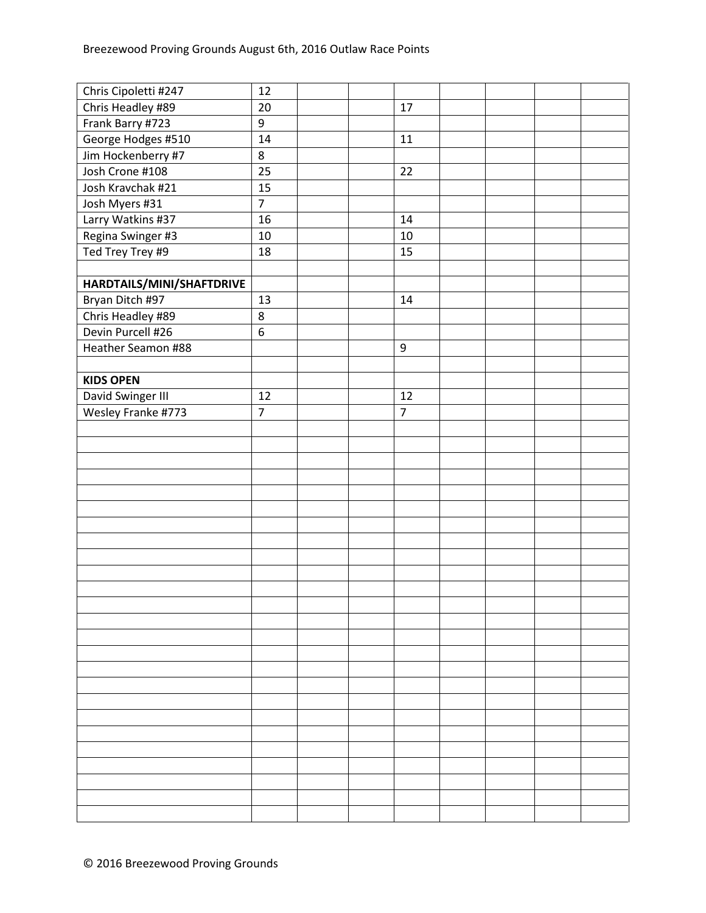| | | | | | | | | |
|---|---|---|---|---|---|---|---|---|
| Chris Cipoletti #247 | 12 | | | | | | | |
| Chris Headley #89 | 20 | | | 17 | | | | |
| Frank Barry #723 | 9 | | | | | | | |
| George Hodges #510 | 14 | | | 11 | | | | |
| Jim Hockenberry #7 | 8 | | | | | | | |
| Josh Crone #108 | 25 | | | 22 | | | | |
| Josh Kravchak #21 | 15 | | | | | | | |
| Josh Myers #31 | 7 | | | | | | | |
| Larry Watkins #37 | 16 | | | 14 | | | | |
| Regina Swinger #3 | 10 | | | 10 | | | | |
| Ted Trey Trey #9 | 18 | | | 15 | | | | |
| | | | | | | | | |
| **HARDTAILS/MINI/SHAFTDRIVE** | | | | | | | | |
| Bryan Ditch #97 | 13 | | | 14 | | | | |
| Chris Headley #89 | 8 | | | | | | | |
| Devin Purcell #26 | 6 | | | | | | | |
| Heather Seamon #88 | | | | 9 | | | | |
| | | | | | | | | |
| **KIDS OPEN** | | | | | | | | |
| David Swinger III | 12 | | | 12 | | | | |
| Wesley Franke #773 | 7 | | | 7 | | | | |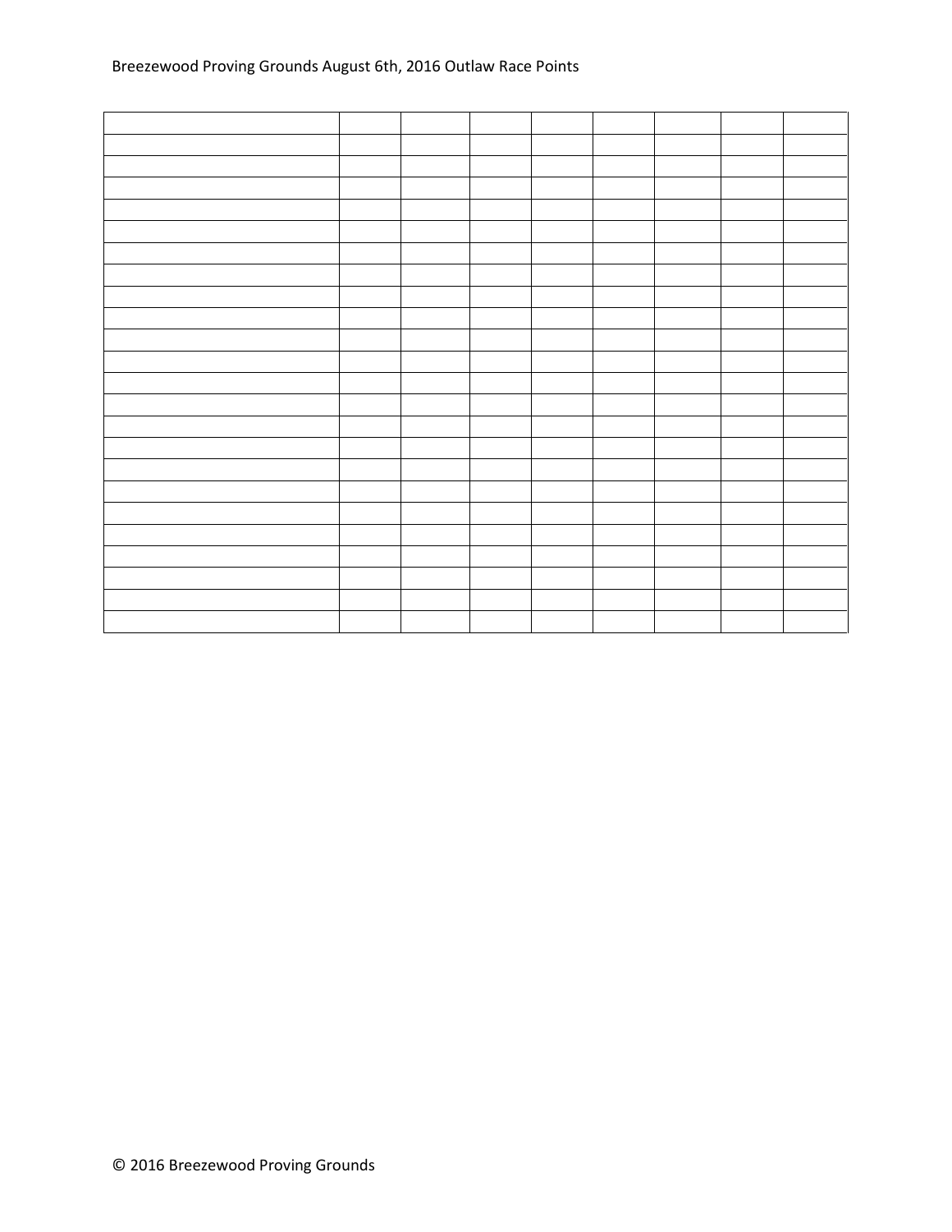Breezewood Proving Grounds August 6th, 2016 Outlaw Race Points

| | | | | | | | | |
|---|---|---|---|---|---|---|---|---|
| | | | | | | | | |
| | | | | | | | | |
| | | | | | | | | |
| | | | | | | | | |
| | | | | | | | | |
| | | | | | | | | |
| | | | | | | | | |
| | | | | | | | | |
| | | | | | | | | |
| | | | | | | | | |
| | | | | | | | | |
| | | | | | | | | |
| | | | | | | | | |
| | | | | | | | | |
| | | | | | | | | |
| | | | | | | | | |
| | | | | | | | | |
| | | | | | | | | |
| | | | | | | | | |
| | | | | | | | | |
| | | | | | | | | |
| | | | | | | | | |
| | | | | | | | | |